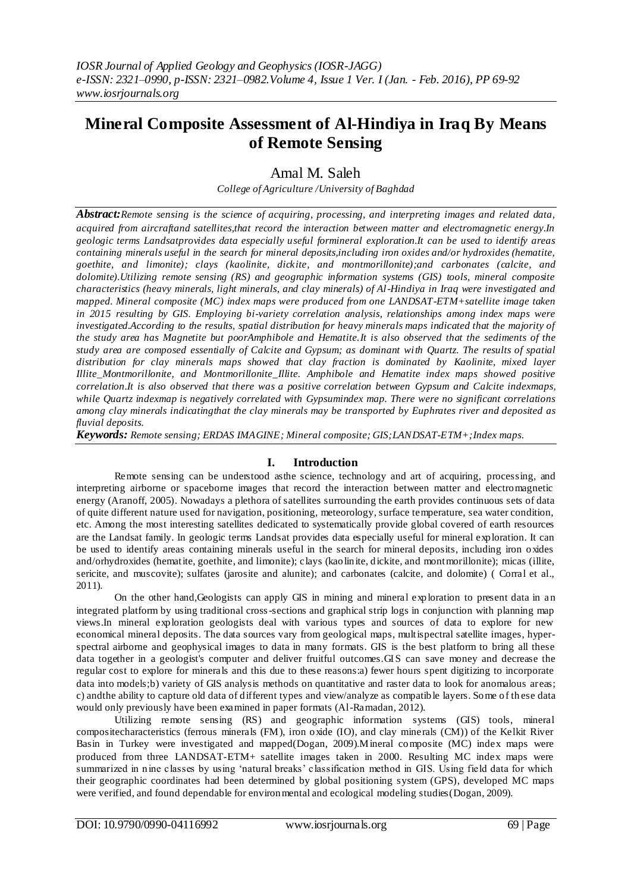*IOSR Journal of Applied Geology and Geophysics (IOSR-JAGG)*
*e-ISSN: 2321–0990, p-ISSN: 2321–0982.Volume 4, Issue 1 Ver. I (Jan. - Feb. 2016), PP 69-92*
*www.iosrjournals.org*

# Mineral Composite Assessment of Al-Hindiya in Iraq By Means of Remote Sensing

Amal M. Saleh

*College of Agriculture /University of Baghdad*

***Abstract:*** *Remote sensing is the science of acquiring, processing, and interpreting images and related data, acquired from aircraftand satellites,that record the interaction between matter and electromagnetic energy.In geologic terms Landsatprovides data especially useful formineral exploration.It can be used to identify areas containing minerals useful in the search for mineral deposits,including iron oxides and/or hydroxides (hematite, goethite, and limonite); clays (kaolinite, dickite, and montmorillonite);and carbonates (calcite, and dolomite).Utilizing remote sensing (RS) and geographic information systems (GIS) tools, mineral composite characteristics (heavy minerals, light minerals, and clay minerals) of Al-Hindiya in Iraq were investigated and mapped. Mineral composite (MC) index maps were produced from one LANDSAT-ETM+satellite image taken in 2015 resulting by GIS. Employing bi-variety correlation analysis, relationships among index maps were investigated.According to the results, spatial distribution for heavy minerals maps indicated that the majority of the study area has Magnetite but poorAmphibole and Hematite.It is also observed that the sediments of the study area are composed essentially of Calcite and Gypsum; as dominant with Quartz. The results of spatial distribution for clay minerals maps showed that clay fraction is dominated by Kaolinite, mixed layer Illite_Montmorillonite, and Montmorillonite_Illite. Amphibole and Hematite index maps showed positive correlation.It is also observed that there was a positive correlation between Gypsum and Calcite indexmaps, while Quartz indexmap is negatively correlated with Gypsumindex map. There were no significant correlations among clay minerals indicatingthat the clay minerals may be transported by Euphrates river and deposited as fluvial deposits.*

***Keywords:*** *Remote sensing; ERDAS IMAGINE; Mineral composite; GIS;LANDSAT-ETM+;Index maps.*

## I. Introduction

Remote sensing can be understood asthe science, technology and art of acquiring, processing, and interpreting airborne or spaceborne images that record the interaction between matter and electromagnetic energy (Aranoff, 2005). Nowadays a plethora of satellites surrounding the earth provides continuous sets of data of quite different nature used for navigation, positioning, meteorology, surface temperature, sea water condition, etc. Among the most interesting satellites dedicated to systematically provide global covered of earth resources are the Landsat family. In geologic terms Landsat provides data especially useful for mineral exploration. It can be used to identify areas containing minerals useful in the search for mineral deposits, including iron oxides and/orhydroxides (hematite, goethite, and limonite); clays (kaolinite, dickite, and montmorillonite); micas (illite, sericite, and muscovite); sulfates (jarosite and alunite); and carbonates (calcite, and dolomite) ( Corral et al., 2011).

On the other hand,Geologists can apply GIS in mining and mineral exploration to present data in an integrated platform by using traditional cross-sections and graphical strip logs in conjunction with planning map views.In mineral exploration geologists deal with various types and sources of data to explore for new economical mineral deposits. The data sources vary from geological maps, multispectral satellite images, hyper-spectral airborne and geophysical images to data in many formats. GIS is the best platform to bring all these data together in a geologist's computer and deliver fruitful outcomes.GIS can save money and decrease the regular cost to explore for minerals and this due to these reasons:a) fewer hours spent digitizing to incorporate data into models;b) variety of GIS analysis methods on quantitative and raster data to look for anomalous areas; c) andthe ability to capture old data of different types and view/analyze as compatible layers. Some of these data would only previously have been examined in paper formats (Al-Ramadan, 2012).

Utilizing remote sensing (RS) and geographic information systems (GIS) tools, mineral compositecharacteristics (ferrous minerals (FM), iron oxide (IO), and clay minerals (CM)) of the Kelkit River Basin in Turkey were investigated and mapped(Dogan, 2009).Mineral composite (MC) index maps were produced from three LANDSAT-ETM+ satellite images taken in 2000. Resulting MC index maps were summarized in nine classes by using 'natural breaks' classification method in GIS. Using field data for which their geographic coordinates had been determined by global positioning system (GPS), developed MC maps were verified, and found dependable for environmental and ecological modeling studies(Dogan, 2009).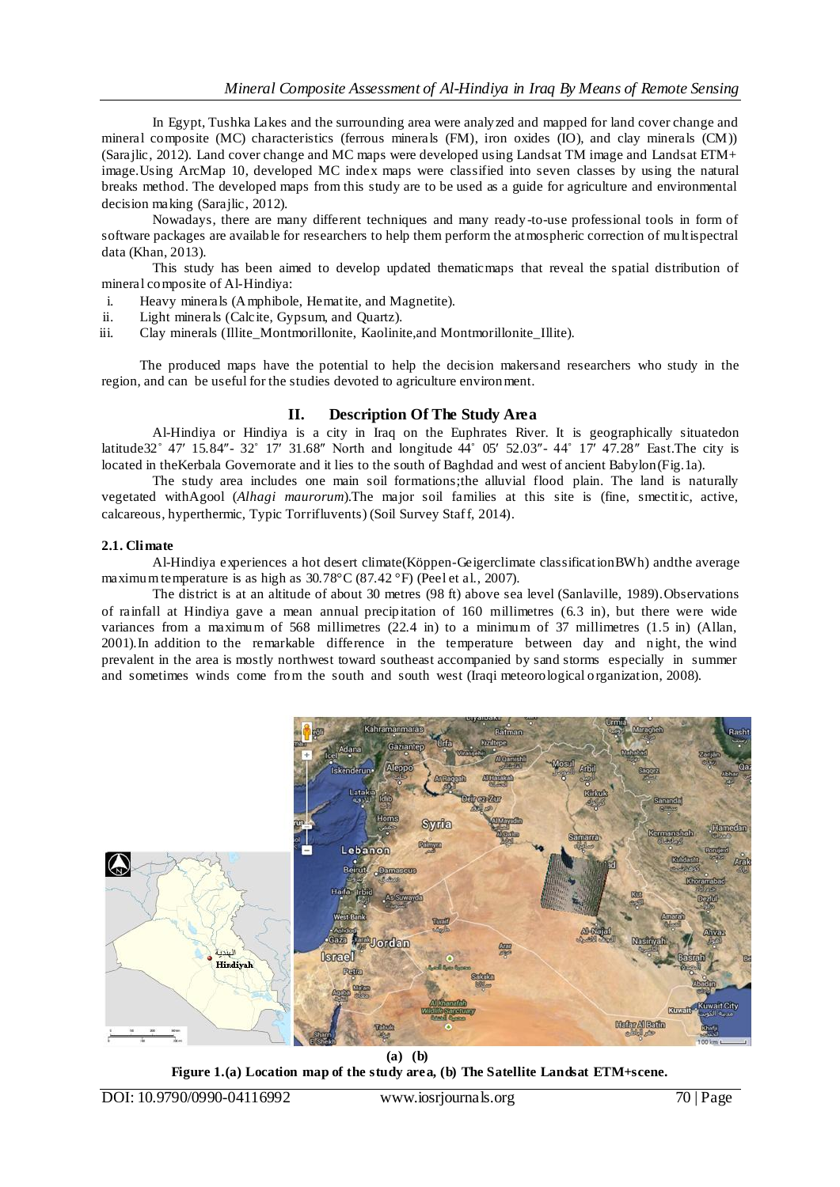In Egypt, Tushka Lakes and the surrounding area were analyzed and mapped for land cover change and mineral composite (MC) characteristics (ferrous minerals (FM), iron oxides (IO), and clay minerals (CM)) (Sarajlic, 2012). Land cover change and MC maps were developed using Landsat TM image and Landsat ETM+ image.Using ArcMap 10, developed MC index maps were classified into seven classes by using the natural breaks method. The developed maps from this study are to be used as a guide for agriculture and environmental decision making (Sarajlic, 2012).

Nowadays, there are many different techniques and many ready-to-use professional tools in form of software packages are available for researchers to help them perform the atmospheric correction of multispectral data (Khan, 2013).

This study has been aimed to develop updated thematicmaps that reveal the spatial distribution of mineral composite of Al-Hindiya:

i. Heavy minerals (Amphibole, Hematite, and Magnetite).
ii. Light minerals (Calcite, Gypsum, and Quartz).
iii. Clay minerals (Illite_Montmorillonite, Kaolinite,and Montmorillonite_Illite).

The produced maps have the potential to help the decision makersand researchers who study in the region, and can be useful for the studies devoted to agriculture environment.

## II. Description Of The Study Area

Al-Hindiya or Hindiya is a city in Iraq on the Euphrates River. It is geographically situatedon latitude32˚ 47′ 15.84″- 32˚ 17′ 31.68″ North and longitude 44˚ 05′ 52.03″- 44˚ 17′ 47.28″ East.The city is located in theKerbala Governorate and it lies to the south of Baghdad and west of ancient Babylon(Fig.1a).

The study area includes one main soil formations;the alluvial flood plain. The land is naturally vegetated withAgool (*Alhagi maurorum*).The major soil families at this site is (fine, smectitic, active, calcareous, hyperthermic, Typic Torrifluvents) (Soil Survey Staff, 2014).

### 2.1. Climate

Al-Hindiya experiences a hot desert climate(Köppen-Geigerclimate classificationBWh) andthe average maximum temperature is as high as 30.78°C (87.42 °F) (Peel et al., 2007).

The district is at an altitude of about 30 metres (98 ft) above sea level (Sanlaville, 1989).Observations of rainfall at Hindiya gave a mean annual precipitation of 160 millimetres (6.3 in), but there were wide variances from a maximum of 568 millimetres (22.4 in) to a minimum of 37 millimetres (1.5 in) (Allan, 2001).In addition to the remarkable difference in the temperature between day and night, the wind prevalent in the area is mostly northwest toward southeast accompanied by sand storms especially in summer and sometimes winds come from the south and south west (Iraqi meteorological organization, 2008).

(a) (b)

**Figure 1.(a) Location map of the study area, (b) The Satellite Landsat ETM+scene.**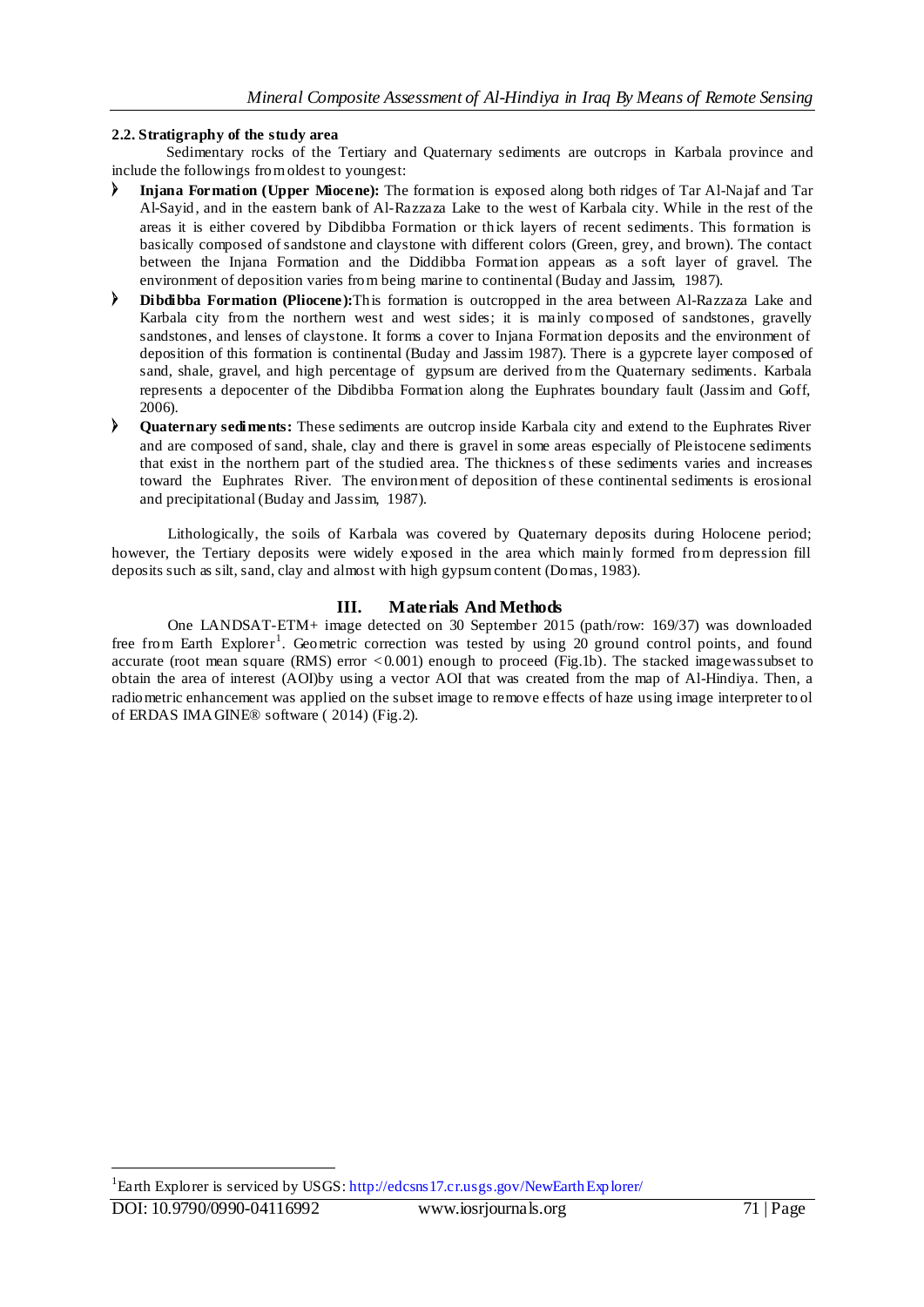### 2.2. Stratigraphy of the study area

Sedimentary rocks of the Tertiary and Quaternary sediments are outcrops in Karbala province and include the followings from oldest to youngest:

- **Injana Formation (Upper Miocene):** The formation is exposed along both ridges of Tar Al-Najaf and Tar Al-Sayid, and in the eastern bank of Al-Razzaza Lake to the west of Karbala city. While in the rest of the areas it is either covered by Dibdibba Formation or thick layers of recent sediments. This formation is basically composed of sandstone and claystone with different colors (Green, grey, and brown). The contact between the Injana Formation and the Diddibba Formation appears as a soft layer of gravel. The environment of deposition varies from being marine to continental (Buday and Jassim, 1987).
- **Dibdibba Formation (Pliocene):** This formation is outcropped in the area between Al-Razzaza Lake and Karbala city from the northern west and west sides; it is mainly composed of sandstones, gravelly sandstones, and lenses of claystone. It forms a cover to Injana Formation deposits and the environment of deposition of this formation is continental (Buday and Jassim 1987). There is a gypcrete layer composed of sand, shale, gravel, and high percentage of gypsum are derived from the Quaternary sediments. Karbala represents a depocenter of the Dibdibba Formation along the Euphrates boundary fault (Jassim and Goff, 2006).
- **Quaternary sediments:** These sediments are outcrop inside Karbala city and extend to the Euphrates River and are composed of sand, shale, clay and there is gravel in some areas especially of Pleistocene sediments that exist in the northern part of the studied area. The thickness of these sediments varies and increases toward the Euphrates River. The environment of deposition of these continental sediments is erosional and precipitational (Buday and Jassim, 1987).

Lithologically, the soils of Karbala was covered by Quaternary deposits during Holocene period; however, the Tertiary deposits were widely exposed in the area which mainly formed from depression fill deposits such as silt, sand, clay and almost with high gypsum content (Domas, 1983).

## III. Materials And Methods

One LANDSAT-ETM+ image detected on 30 September 2015 (path/row: 169/37) was downloaded free from Earth Explorer[1]. Geometric correction was tested by using 20 ground control points, and found accurate (root mean square (RMS) error <0.001) enough to proceed (Fig.1b). The stacked image was subset to obtain the area of interest (AOI)by using a vector AOI that was created from the map of Al-Hindiya. Then, a radiometric enhancement was applied on the subset image to remove effects of haze using image interpreter tool of ERDAS IMAGINE® software ( 2014) (Fig.2).

[1] Earth Explorer is serviced by USGS: http://edcsns17.cr.usgs.gov/NewEarthExplorer/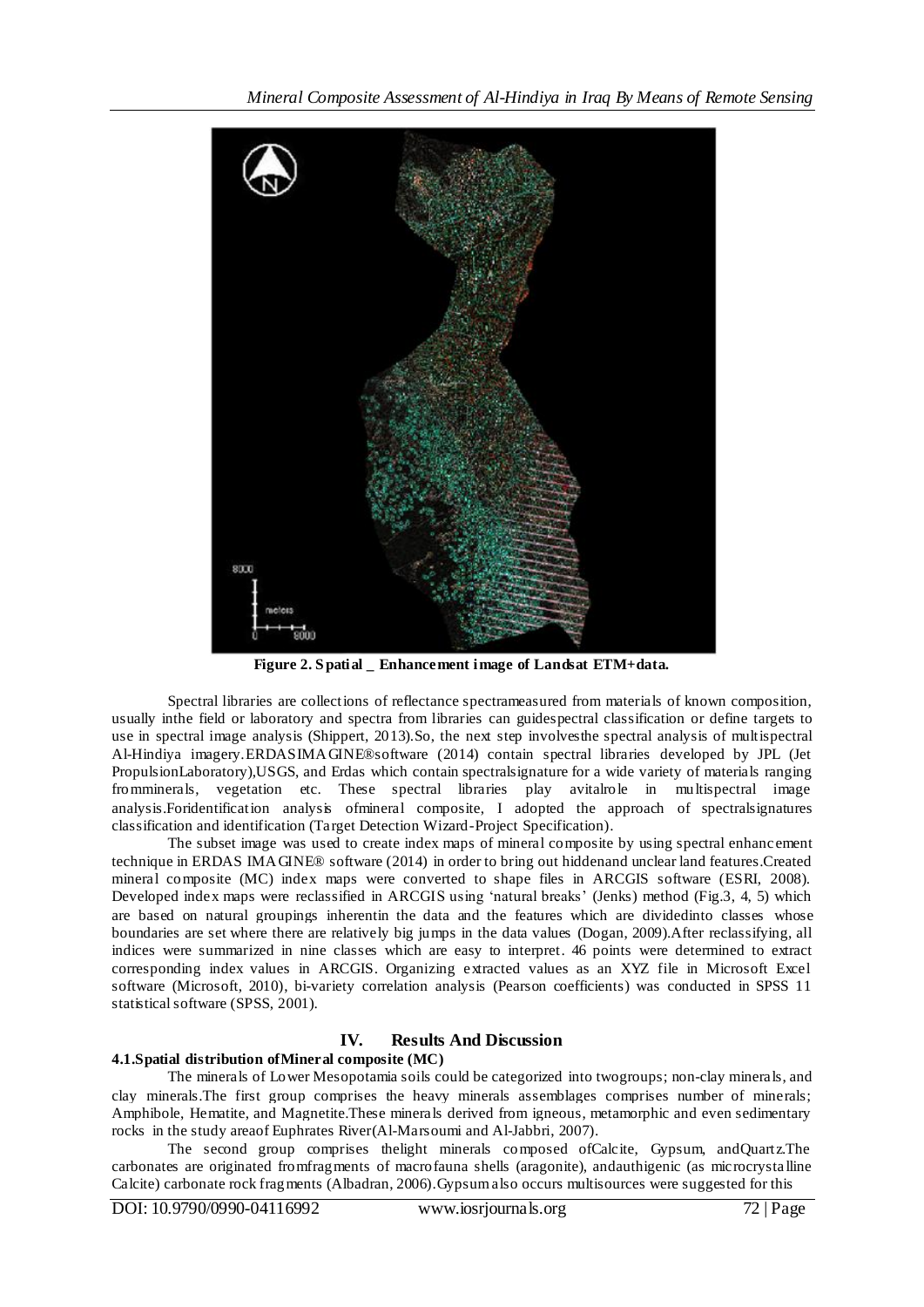**Figure 2. Spatial _ Enhancement image of Landsat ETM+data.**

Spectral libraries are collections of reflectance spectrameasured from materials of known composition, usually inthe field or laboratory and spectra from libraries can guidespectral classification or define targets to use in spectral image analysis (Shippert, 2013).So, the next step involvesthe spectral analysis of multispectral Al-Hindiya imagery.ERDASIMAGINE®software (2014) contain spectral libraries developed by JPL (Jet PropulsionLaboratory),USGS, and Erdas which contain spectralsignature for a wide variety of materials ranging fromminerals, vegetation etc. These spectral libraries play avitalrole in multispectral image analysis.Foridentification analysis ofmineral composite, I adopted the approach of spectralsignatures classification and identification (Target Detection Wizard-Project Specification).

The subset image was used to create index maps of mineral composite by using spectral enhancement technique in ERDAS IMAGINE® software (2014) in order to bring out hiddenand unclear land features.Created mineral composite (MC) index maps were converted to shape files in ARCGIS software (ESRI, 2008). Developed index maps were reclassified in ARCGIS using 'natural breaks' (Jenks) method (Fig.3, 4, 5) which are based on natural groupings inherentin the data and the features which are dividedinto classes whose boundaries are set where there are relatively big jumps in the data values (Dogan, 2009).After reclassifying, all indices were summarized in nine classes which are easy to interpret. 46 points were determined to extract corresponding index values in ARCGIS. Organizing extracted values as an XYZ file in Microsoft Excel software (Microsoft, 2010), bi-variety correlation analysis (Pearson coefficients) was conducted in SPSS 11 statistical software (SPSS, 2001).

## IV. Results And Discussion

### 4.1.Spatial distribution ofMineral composite (MC)

The minerals of Lower Mesopotamia soils could be categorized into twogroups; non-clay minerals, and clay minerals.The first group comprises the heavy minerals assemblages comprises number of minerals; Amphibole, Hematite, and Magnetite.These minerals derived from igneous, metamorphic and even sedimentary rocks in the study areaof Euphrates River(Al-Marsoumi and Al-Jabbri, 2007).

The second group comprises thelight minerals composed ofCalcite, Gypsum, andQuartz.The carbonates are originated fromfragments of macrofauna shells (aragonite), andauthigenic (as microcrystalline Calcite) carbonate rock fragments (Albadran, 2006).Gypsum also occurs multisources were suggested for this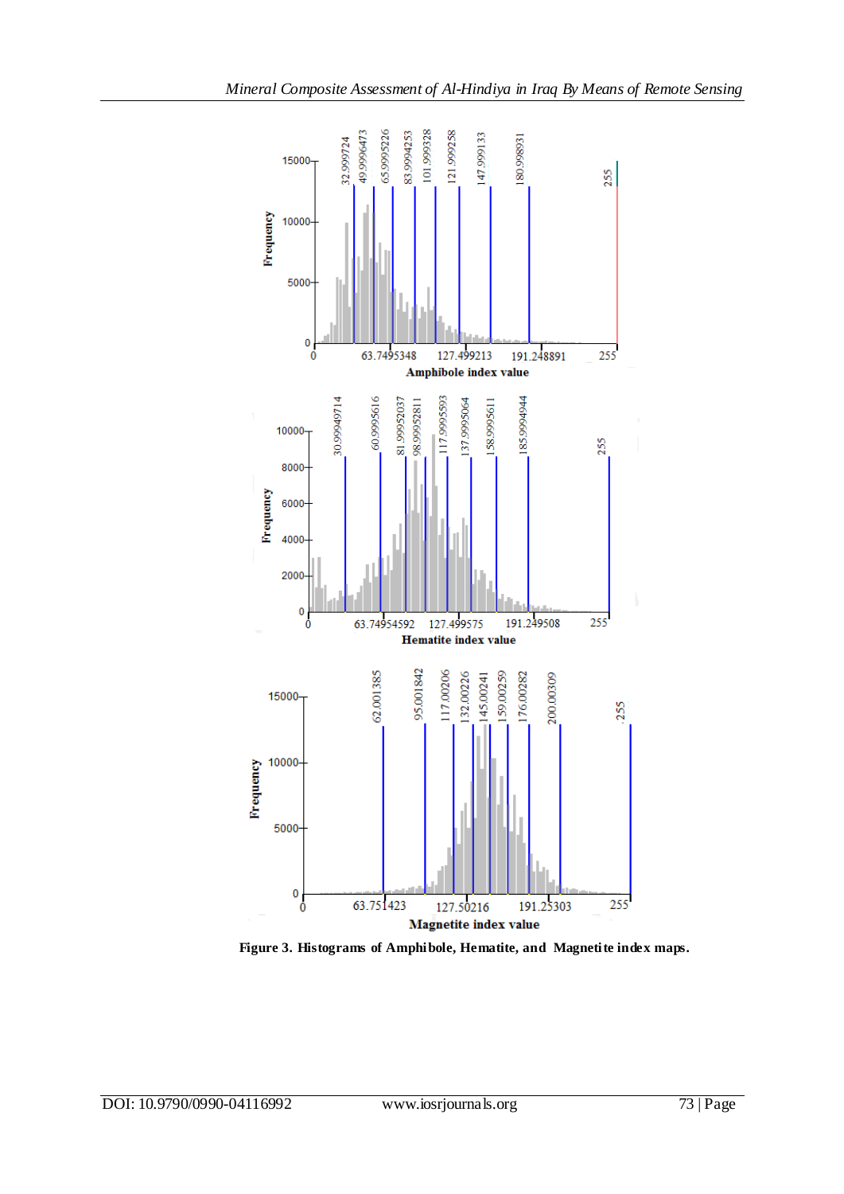**Figure 3. Histograms of Amphibole, Hematite, and Magnetite index maps.**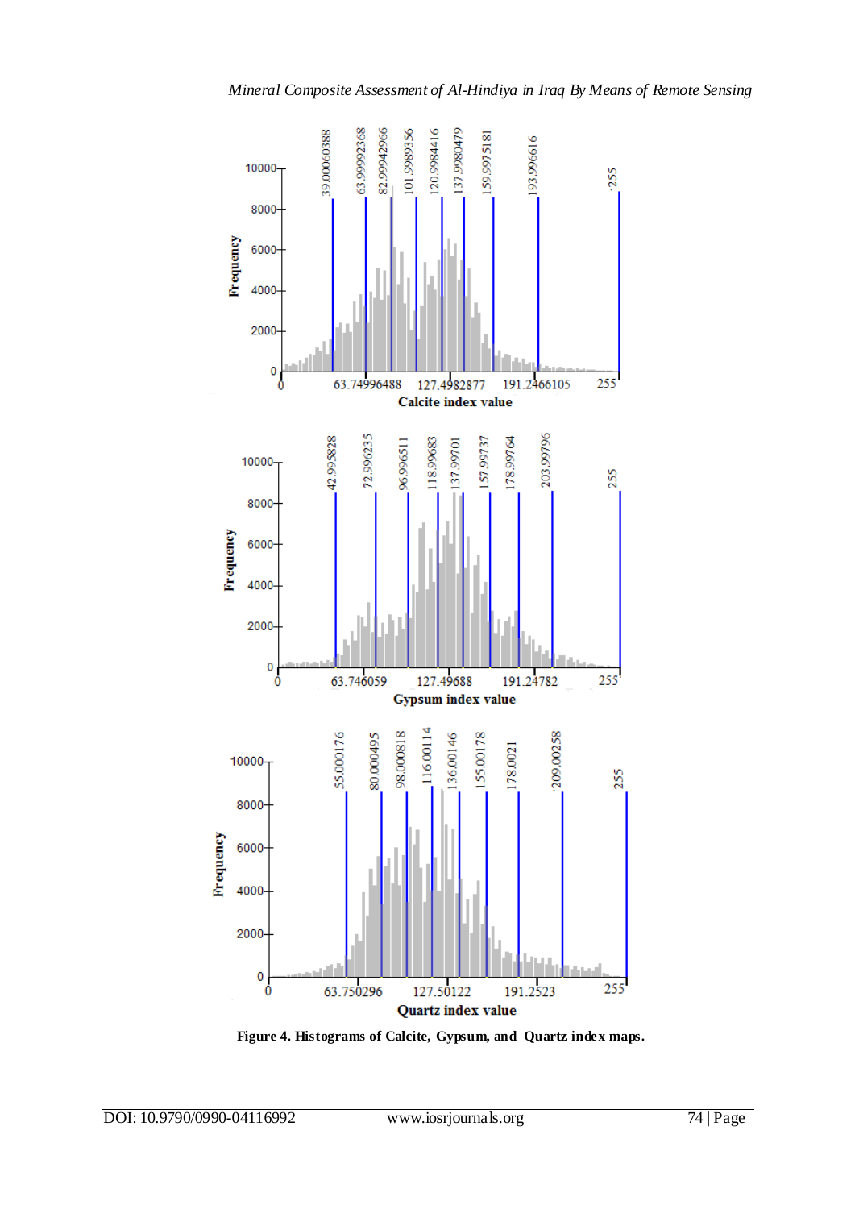**Figure 4. Histograms of Calcite, Gypsum, and Quartz index maps.**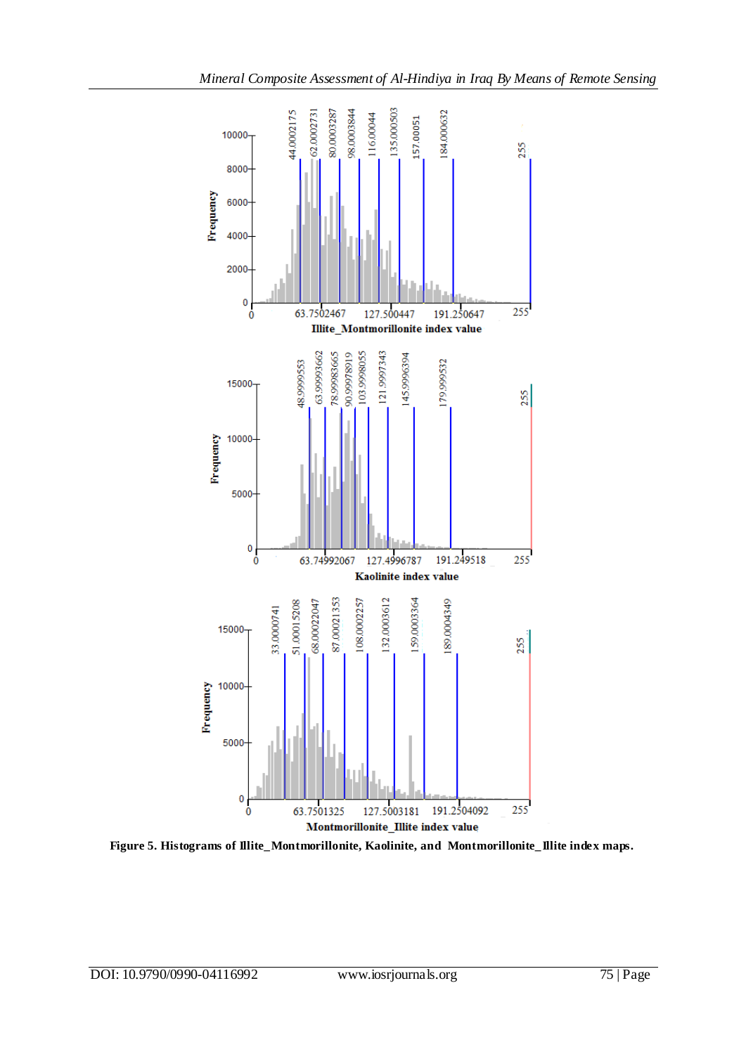**Figure 5. Histograms of Illite_Montmorillonite, Kaolinite, and Montmorillonite_Illite index maps.**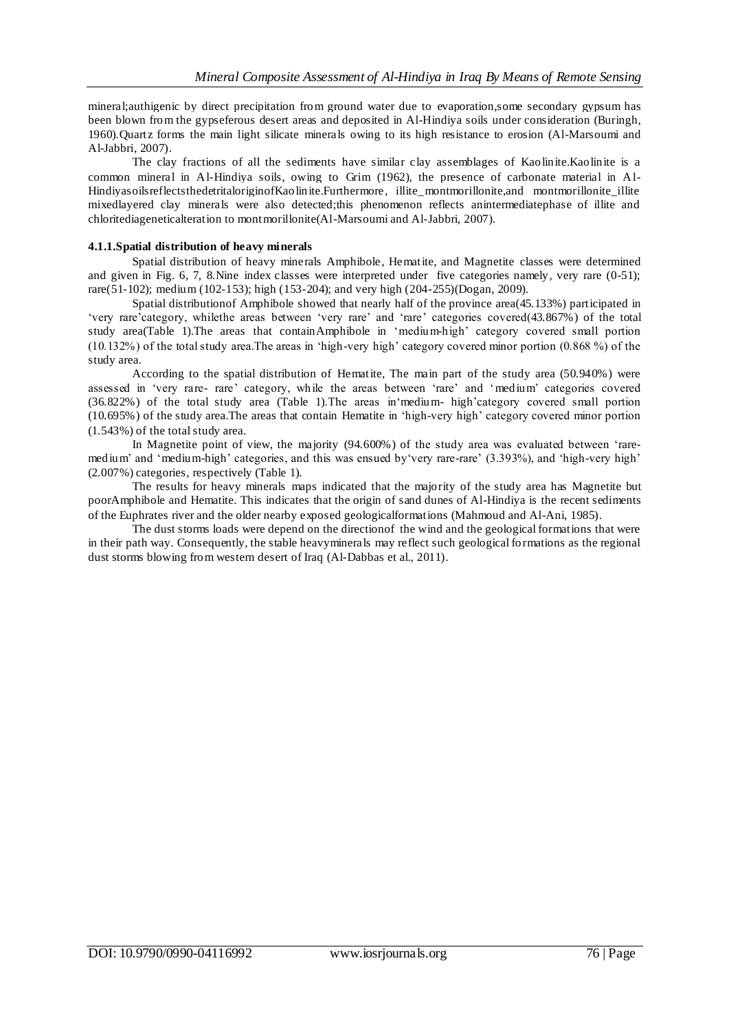mineral;authigenic by direct precipitation from ground water due to evaporation,some secondary gypsum has been blown from the gypseferous desert areas and deposited in Al-Hindiya soils under consideration (Buringh, 1960).Quartz forms the main light silicate minerals owing to its high resistance to erosion (Al-Marsoumi and Al-Jabbri, 2007).

The clay fractions of all the sediments have similar clay assemblages of Kaolinite.Kaolinite is a common mineral in Al-Hindiya soils, owing to Grim (1962), the presence of carbonate material in Al-HindiyasoilsreflectsthedetritaloriginofKaolinite.Furthermore, illite_montmorillonite,and montmorillonite_illite mixedlayered clay minerals were also detected;this phenomenon reflects anintermediatephase of illite and chloritediageneticalteration to montmorillonite(Al-Marsoumi and Al-Jabbri, 2007).

#### 4.1.1.Spatial distribution of heavy minerals

Spatial distribution of heavy minerals Amphibole, Hematite, and Magnetite classes were determined and given in Fig. 6, 7, 8.Nine index classes were interpreted under five categories namely, very rare (0-51); rare(51-102); medium (102-153); high (153-204); and very high (204-255)(Dogan, 2009).

Spatial distributionof Amphibole showed that nearly half of the province area(45.133%) participated in 'very rare'category, whilethe areas between 'very rare' and 'rare' categories covered(43.867%) of the total study area(Table 1).The areas that containAmphibole in 'medium-high' category covered small portion (10.132%) of the total study area.The areas in 'high-very high' category covered minor portion (0.868 %) of the study area.

According to the spatial distribution of Hematite, The main part of the study area (50.940%) were assessed in 'very rare- rare' category, while the areas between 'rare' and 'medium' categories covered (36.822%) of the total study area (Table 1).The areas in'medium- high'category covered small portion (10.695%) of the study area.The areas that contain Hematite in 'high-very high' category covered minor portion (1.543%) of the total study area.

In Magnetite point of view, the majority (94.600%) of the study area was evaluated between 'rare-medium' and 'medium-high' categories, and this was ensued by'very rare-rare' (3.393%), and 'high-very high' (2.007%) categories, respectively (Table 1).

The results for heavy minerals maps indicated that the majority of the study area has Magnetite but poorAmphibole and Hematite. This indicates that the origin of sand dunes of Al-Hindiya is the recent sediments of the Euphrates river and the older nearby exposed geologicalformations (Mahmoud and Al-Ani, 1985).

The dust storms loads were depend on the directionof the wind and the geological formations that were in their path way. Consequently, the stable heavyminerals may reflect such geological formations as the regional dust storms blowing from western desert of Iraq (Al-Dabbas et al., 2011).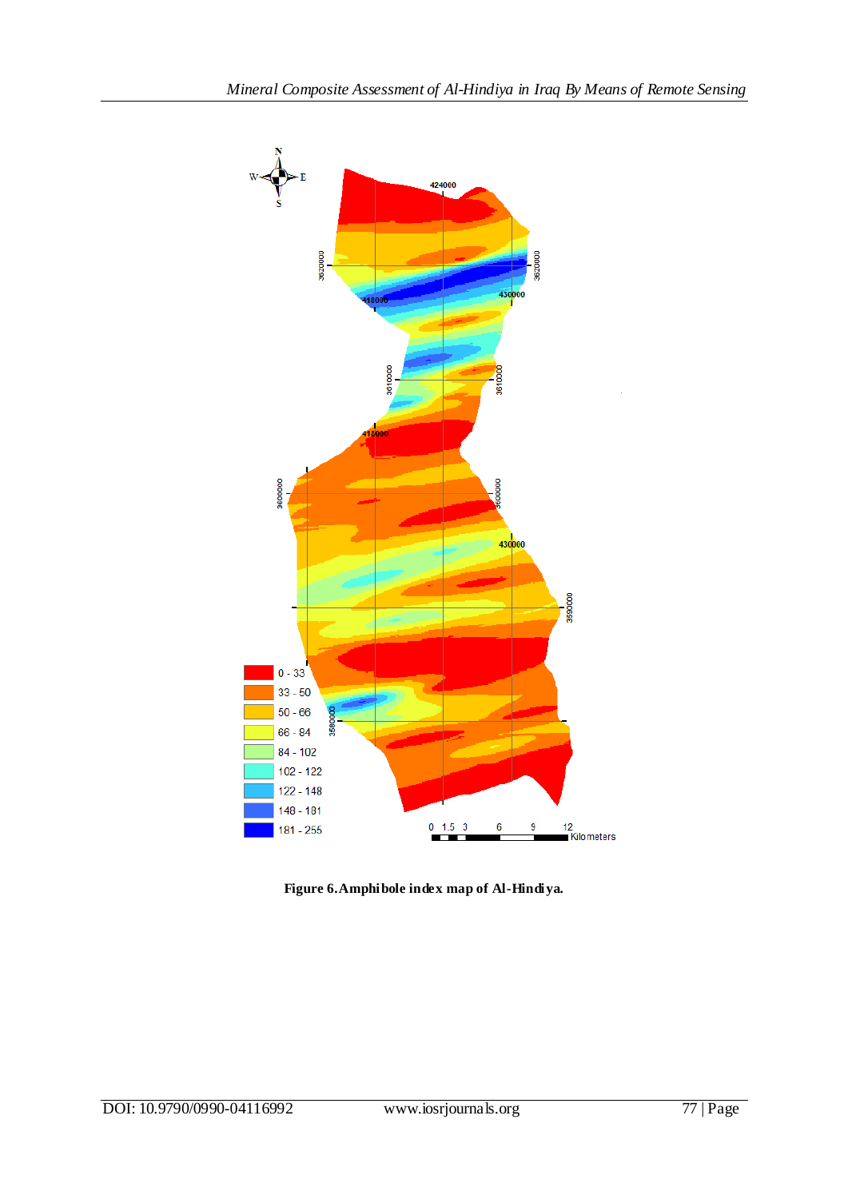**Figure 6. Amphibole index map of Al-Hindiya.**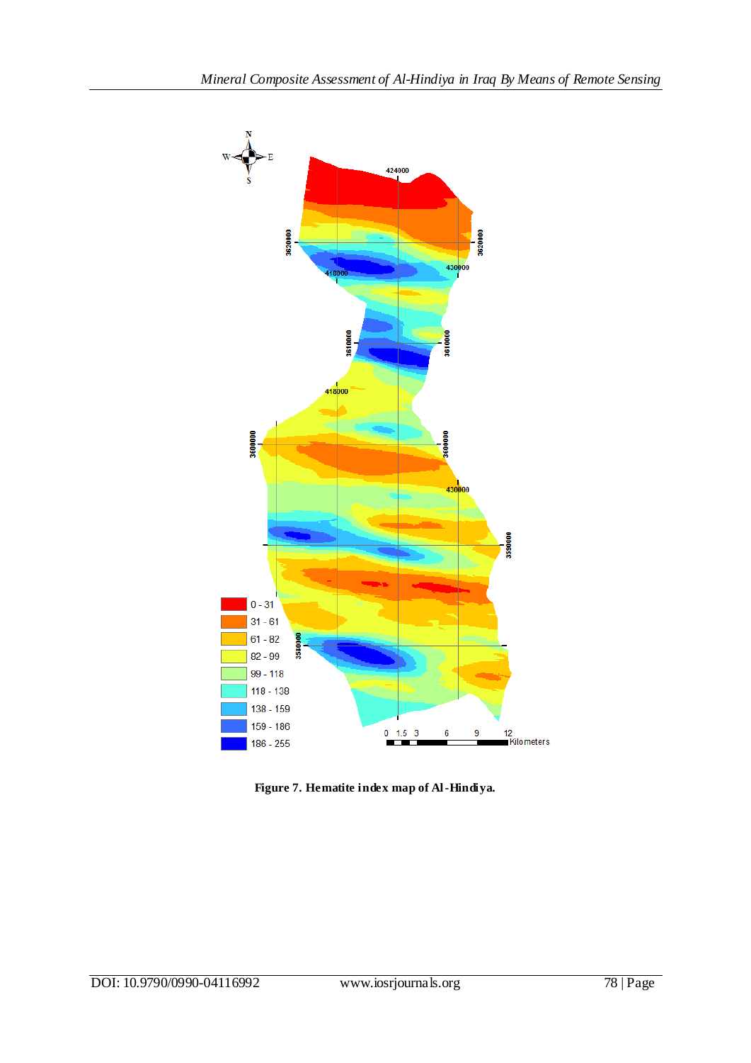**Figure 7. Hematite index map of Al-Hindiya.**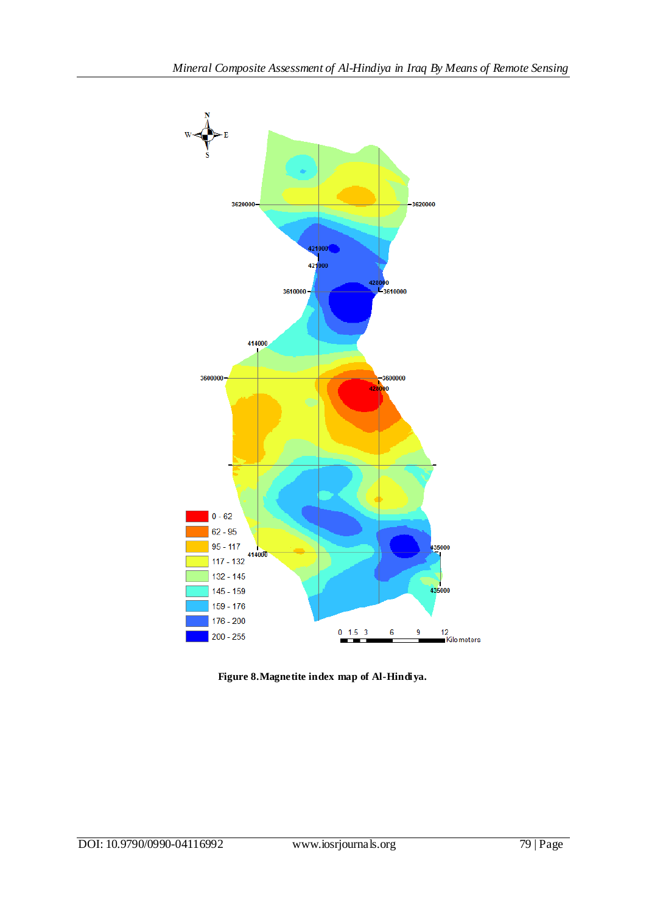**Figure 8.Magnetite index map of Al-Hindiya.**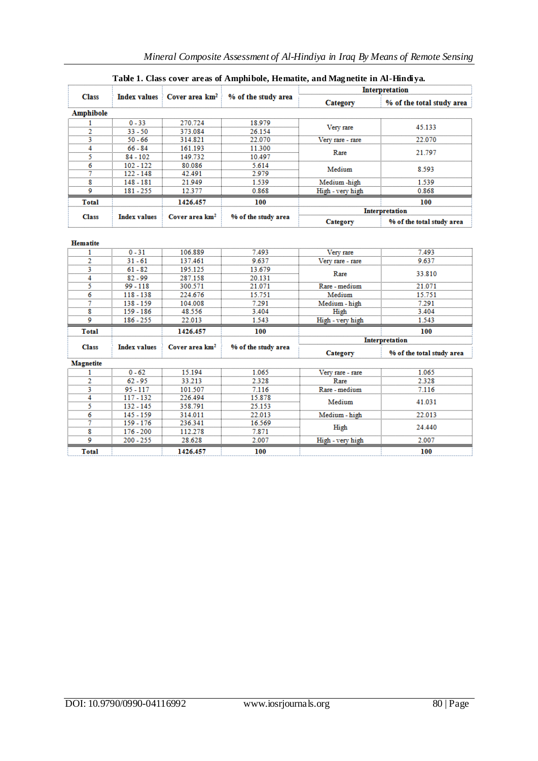**Table 1. Class cover areas of Amphibole, Hematite, and Magnetite in Al-Hindiya.**

| Class | Index values | Cover area km² | % of the study area | Interpretation | |
|---|---|---|---|---|---|
| | | | | Category | % of the total study area |
| **Amphibole** | | | | | |
| 1 | 0 - 33 | 270.724 | 18.979 | Very rare | 45.133 |
| 2 | 33 - 50 | 373.084 | 26.154 | | |
| 3 | 50 - 66 | 314.821 | 22.070 | Very rare - rare | 22.070 |
| 4 | 66 - 84 | 161.193 | 11.300 | Rare | 21.797 |
| 5 | 84 - 102 | 149.732 | 10.497 | | |
| 6 | 102 - 122 | 80.086 | 5.614 | Medium | 8.593 |
| 7 | 122 - 148 | 42.491 | 2.979 | | |
| 8 | 148 - 181 | 21.949 | 1.539 | Medium -high | 1.539 |
| 9 | 181 - 255 | 12.377 | 0.868 | High - very high | 0.868 |
| **Total** | | **1426.457** | **100** | | **100** |
| **Hematite** | | | | | |
| 1 | 0 - 31 | 106.889 | 7.493 | Very rare | 7.493 |
| 2 | 31 - 61 | 137.461 | 9.637 | Very rare - rare | 9.637 |
| 3 | 61 - 82 | 195.125 | 13.679 | Rare | 33.810 |
| 4 | 82 - 99 | 287.158 | 20.131 | | |
| 5 | 99 - 118 | 300.571 | 21.071 | Rare - medium | 21.071 |
| 6 | 118 - 138 | 224.676 | 15.751 | Medium | 15.751 |
| 7 | 138 - 159 | 104.008 | 7.291 | Medium - high | 7.291 |
| 8 | 159 - 186 | 48.556 | 3.404 | High | 3.404 |
| 9 | 186 - 255 | 22.013 | 1.543 | High - very high | 1.543 |
| **Total** | | **1426.457** | **100** | | **100** |
| **Magnetite** | | | | | |
| 1 | 0 - 62 | 15.194 | 1.065 | Very rare - rare | 1.065 |
| 2 | 62 - 95 | 33.213 | 2.328 | Rare | 2.328 |
| 3 | 95 - 117 | 101.507 | 7.116 | Rare - medium | 7.116 |
| 4 | 117 - 132 | 226.494 | 15.878 | Medium | 41.031 |
| 5 | 132 - 145 | 358.791 | 25.153 | | |
| 6 | 145 - 159 | 314.011 | 22.013 | Medium - high | 22.013 |
| 7 | 159 - 176 | 236.341 | 16.569 | High | 24.440 |
| 8 | 176 - 200 | 112.278 | 7.871 | | |
| 9 | 200 - 255 | 28.628 | 2.007 | High - very high | 2.007 |
| **Total** | | **1426.457** | **100** | | **100** |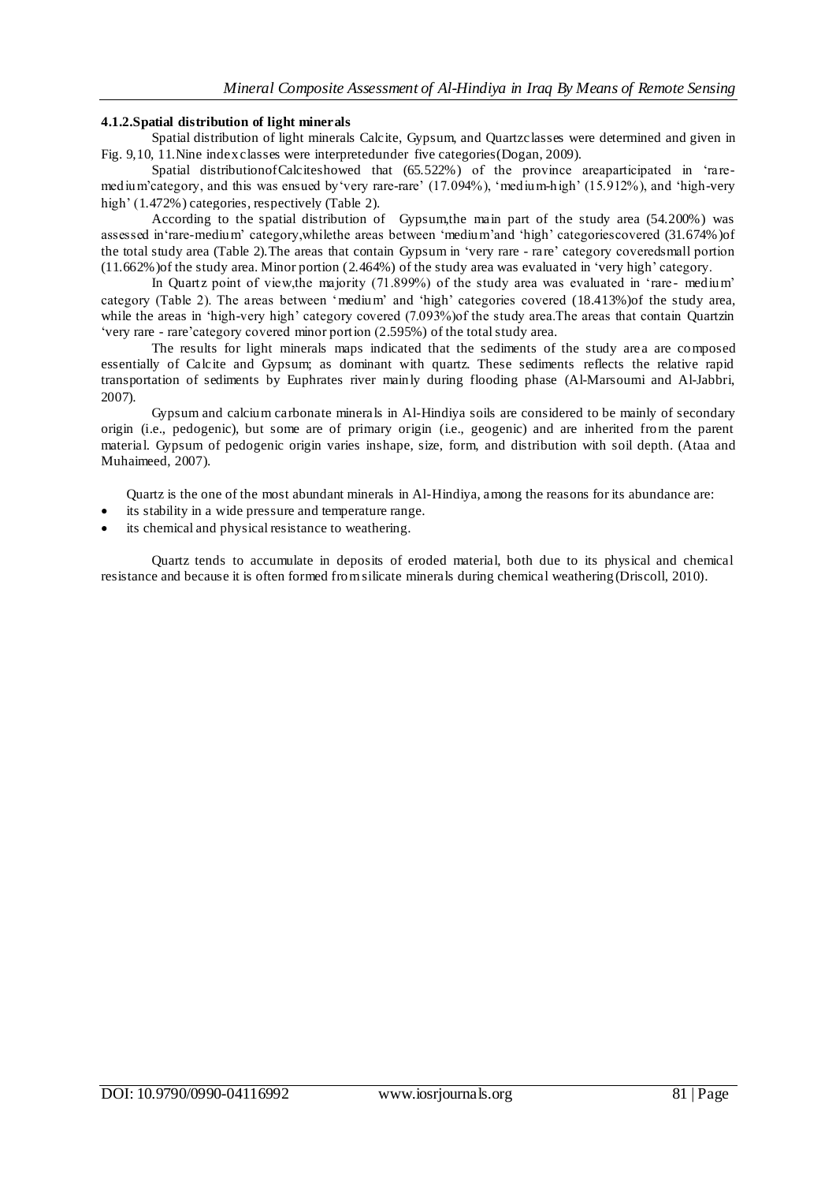#### 4.1.2. Spatial distribution of light minerals

Spatial distribution of light minerals Calcite, Gypsum, and Quartz classes were determined and given in Fig. 9, 10, 11. Nine index classes were interpreted under five categories (Dogan, 2009).

Spatial distribution of Calcite showed that (65.522%) of the province area participated in 'rare-medium' category, and this was ensued by 'very rare-rare' (17.094%), 'medium-high' (15.912%), and 'high-very high' (1.472%) categories, respectively (Table 2).

According to the spatial distribution of Gypsum, the main part of the study area (54.200%) was assessed in 'rare-medium' category, while the areas between 'medium' and 'high' categories covered (31.674%) of the total study area (Table 2). The areas that contain Gypsum in 'very rare - rare' category covered small portion (11.662%) of the study area. Minor portion (2.464%) of the study area was evaluated in 'very high' category.

In Quartz point of view, the majority (71.899%) of the study area was evaluated in 'rare- medium' category (Table 2). The areas between 'medium' and 'high' categories covered (18.413%) of the study area, while the areas in 'high-very high' category covered (7.093%) of the study area. The areas that contain Quartz in 'very rare - rare' category covered minor portion (2.595%) of the total study area.

The results for light minerals maps indicated that the sediments of the study area are composed essentially of Calcite and Gypsum; as dominant with quartz. These sediments reflects the relative rapid transportation of sediments by Euphrates river mainly during flooding phase (Al-Marsoumi and Al-Jabbri, 2007).

Gypsum and calcium carbonate minerals in Al-Hindiya soils are considered to be mainly of secondary origin (i.e., pedogenic), but some are of primary origin (i.e., geogenic) and are inherited from the parent material. Gypsum of pedogenic origin varies in shape, size, form, and distribution with soil depth. (Ataa and Muhaimeed, 2007).

Quartz is the one of the most abundant minerals in Al-Hindiya, among the reasons for its abundance are:

- its stability in a wide pressure and temperature range.
- its chemical and physical resistance to weathering.

Quartz tends to accumulate in deposits of eroded material, both due to its physical and chemical resistance and because it is often formed from silicate minerals during chemical weathering (Driscoll, 2010).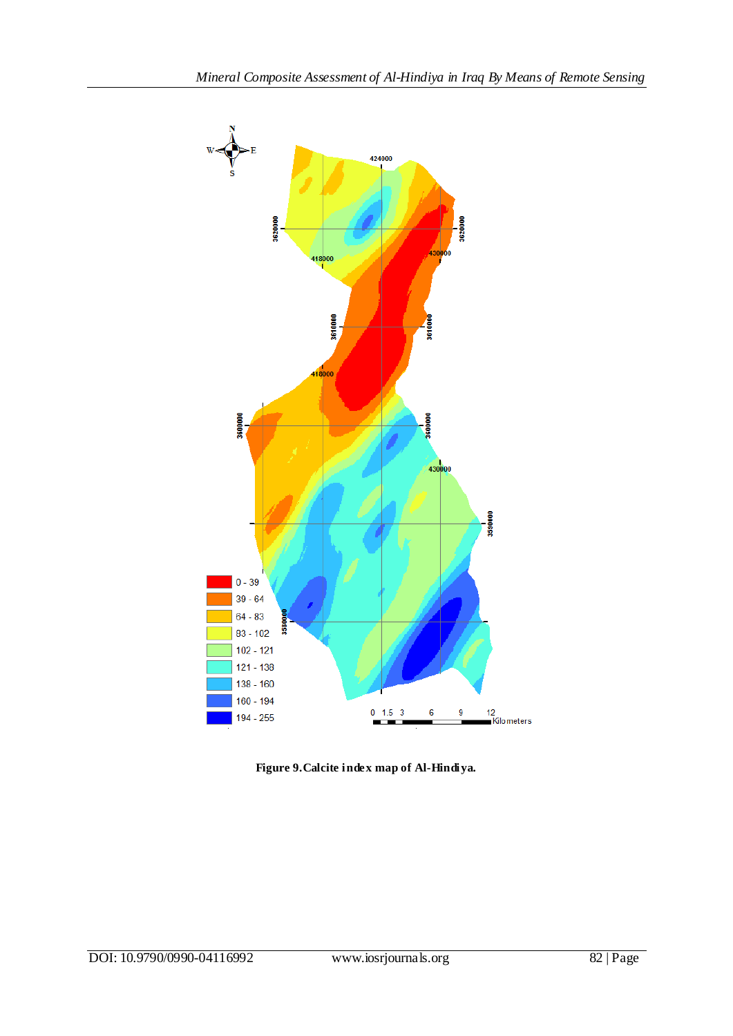**Figure 9. Calcite index map of Al-Hindiya.**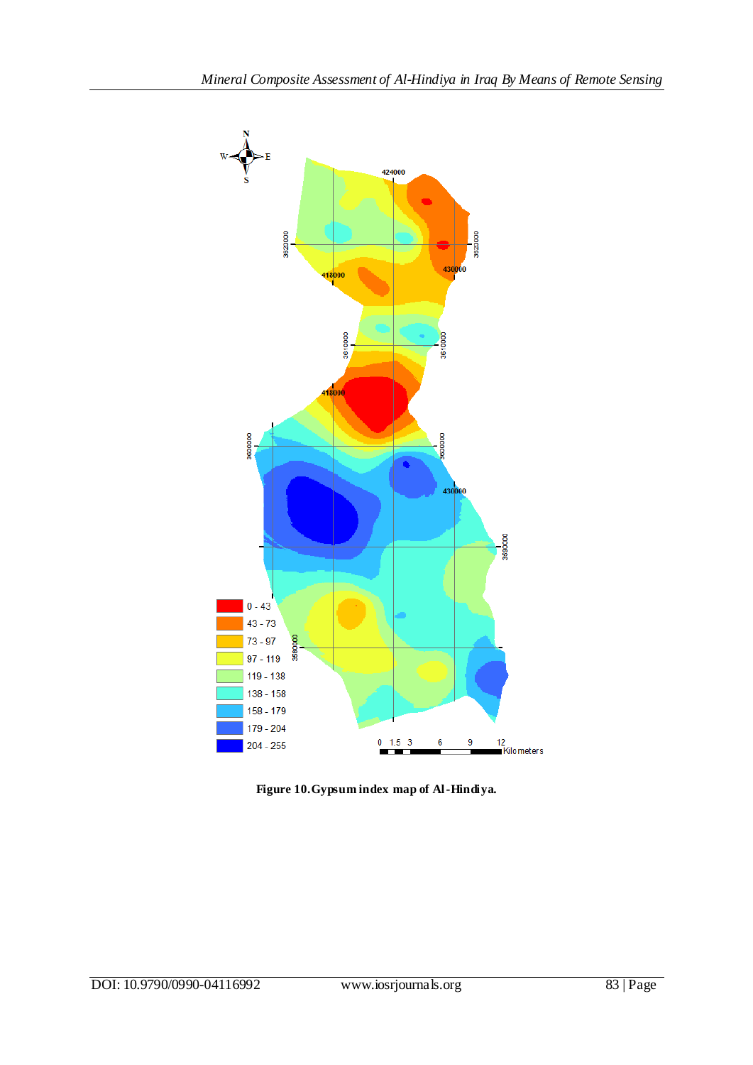**Figure 10. Gypsum index map of Al-Hindiya.**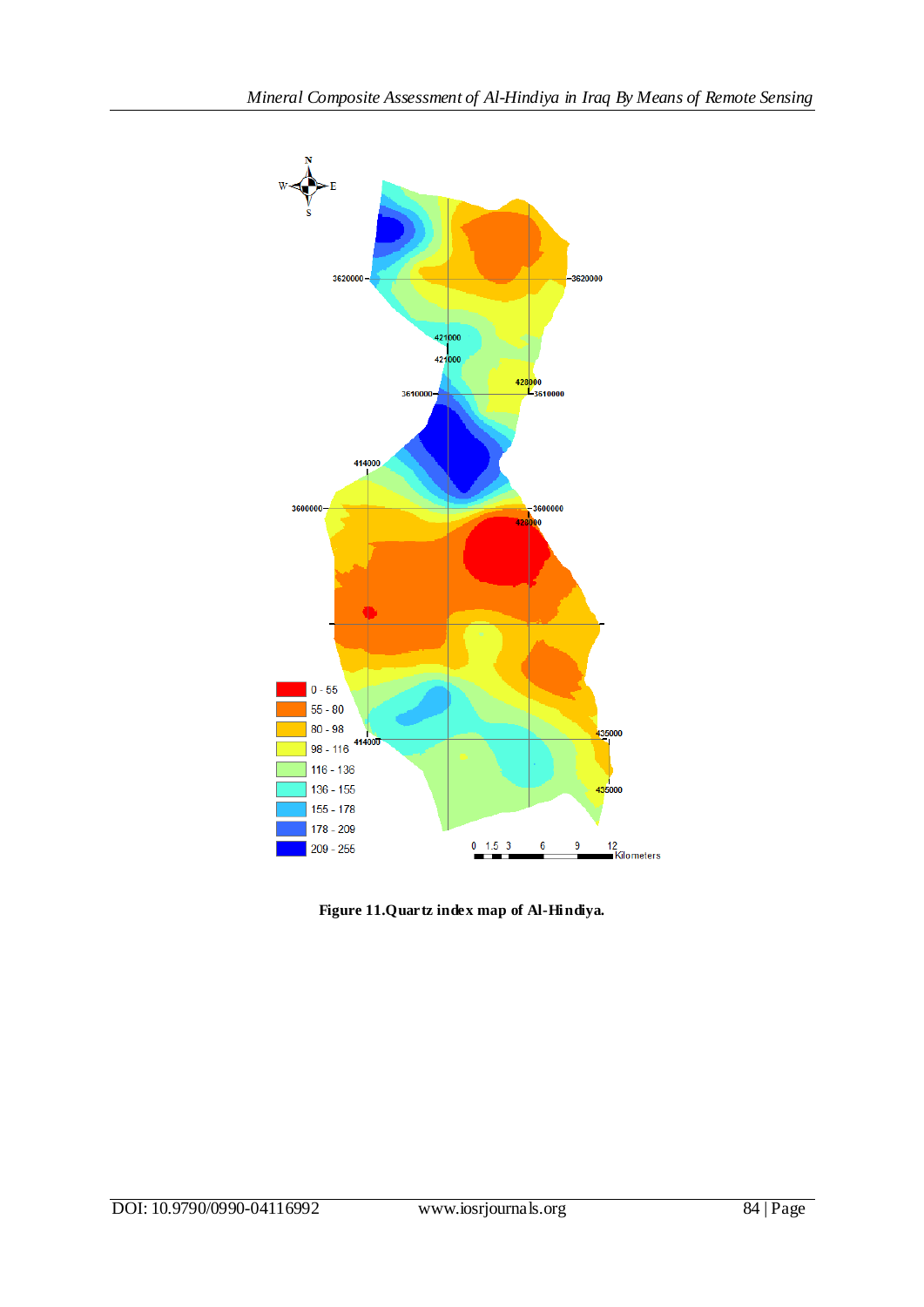**Figure 11.Quartz index map of Al-Hindiya.**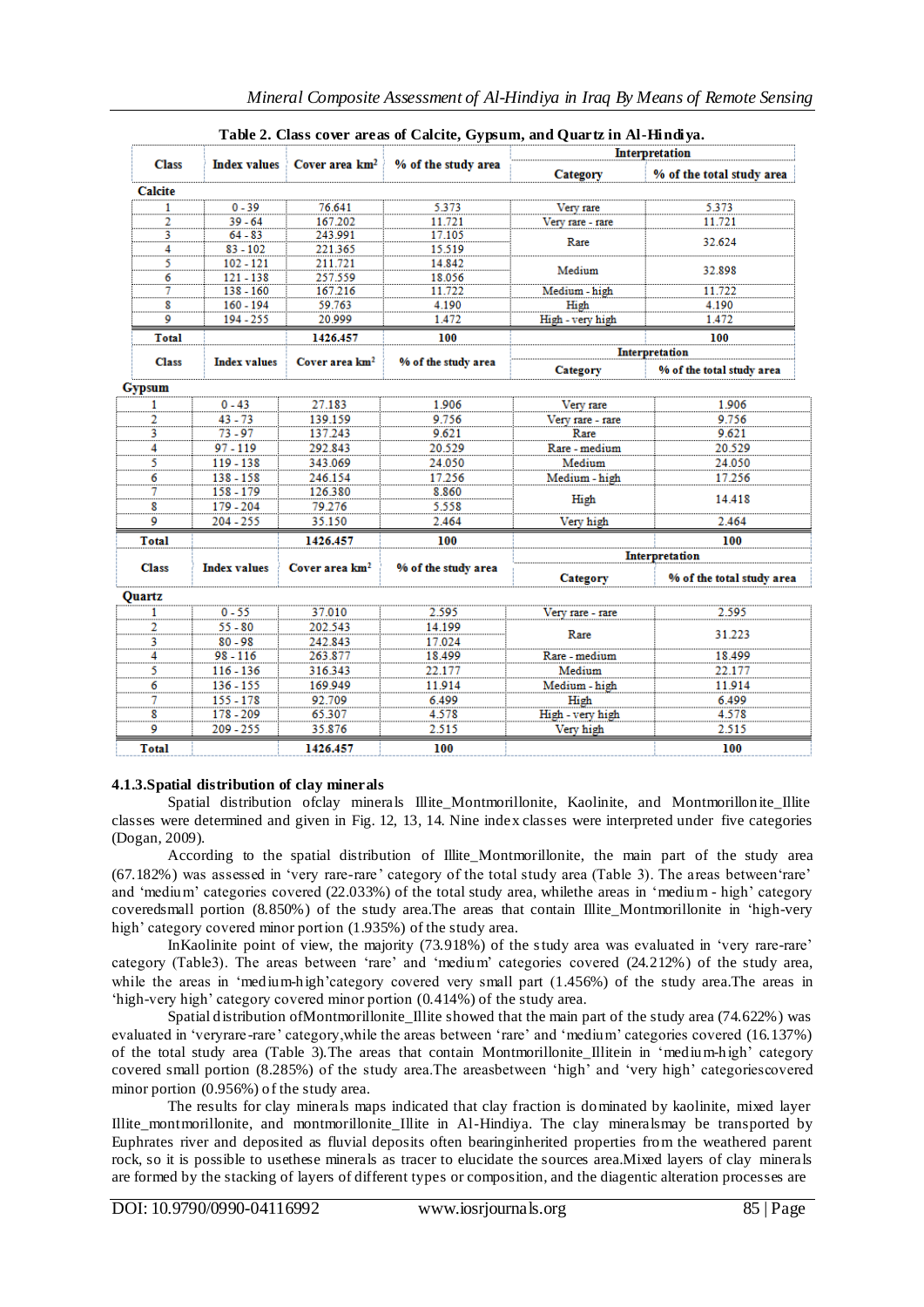**Table 2. Class cover areas of Calcite, Gypsum, and Quartz in Al-Hindiya.**

| Class | Index values | Cover area km² | % of the study area | Interpretation | |
|---|---|---|---|---|---|
| | | | | Category | % of the total study area |
| **Calcite** | | | | | |
| 1 | 0 - 39 | 76.641 | 5.373 | Very rare | 5.373 |
| 2 | 39 - 64 | 167.202 | 11.721 | Very rare - rare | 11.721 |
| 3 | 64 - 83 | 243.991 | 17.105 | Rare | 32.624 |
| 4 | 83 - 102 | 221.365 | 15.519 | | |
| 5 | 102 - 121 | 211.721 | 14.842 | Medium | 32.898 |
| 6 | 121 - 138 | 257.559 | 18.056 | | |
| 7 | 138 - 160 | 167.216 | 11.722 | Medium - high | 11.722 |
| 8 | 160 - 194 | 59.763 | 4.190 | High | 4.190 |
| 9 | 194 - 255 | 20.999 | 1.472 | High - very high | 1.472 |
| **Total** | | **1426.457** | **100** | | **100** |
| **Gypsum** | | | | | |
| 1 | 0 - 43 | 27.183 | 1.906 | Very rare | 1.906 |
| 2 | 43 - 73 | 139.159 | 9.756 | Very rare - rare | 9.756 |
| 3 | 73 - 97 | 137.243 | 9.621 | Rare | 9.621 |
| 4 | 97 - 119 | 292.843 | 20.529 | Rare - medium | 20.529 |
| 5 | 119 - 138 | 343.069 | 24.050 | Medium | 24.050 |
| 6 | 138 - 158 | 246.154 | 17.256 | Medium - high | 17.256 |
| 7 | 158 - 179 | 126.380 | 8.860 | High | 14.418 |
| 8 | 179 - 204 | 79.276 | 5.558 | | |
| 9 | 204 - 255 | 35.150 | 2.464 | Very high | 2.464 |
| **Total** | | **1426.457** | **100** | | **100** |
| **Quartz** | | | | | |
| 1 | 0 - 55 | 37.010 | 2.595 | Very rare - rare | 2.595 |
| 2 | 55 - 80 | 202.543 | 14.199 | Rare | 31.223 |
| 3 | 80 - 98 | 242.843 | 17.024 | | |
| 4 | 98 - 116 | 263.877 | 18.499 | Rare - medium | 18.499 |
| 5 | 116 - 136 | 316.343 | 22.177 | Medium | 22.177 |
| 6 | 136 - 155 | 169.949 | 11.914 | Medium - high | 11.914 |
| 7 | 155 - 178 | 92.709 | 6.499 | High | 6.499 |
| 8 | 178 - 209 | 65.307 | 4.578 | High - very high | 4.578 |
| 9 | 209 - 255 | 35.876 | 2.515 | Very high | 2.515 |
| **Total** | | **1426.457** | **100** | | **100** |

### 4.1.3.Spatial distribution of clay minerals

Spatial distribution ofclay minerals Illite_Montmorillonite, Kaolinite, and Montmorillonite_Illite classes were determined and given in Fig. 12, 13, 14. Nine index classes were interpreted under five categories (Dogan, 2009).

According to the spatial distribution of Illite_Montmorillonite, the main part of the study area (67.182%) was assessed in 'very rare-rare' category of the total study area (Table 3). The areas between'rare' and 'medium' categories covered (22.033%) of the total study area, whilethe areas in 'medium - high' category coveredsmall portion (8.850%) of the study area.The areas that contain Illite_Montmorillonite in 'high-very high' category covered minor portion (1.935%) of the study area.

InKaolinite point of view, the majority (73.918%) of the study area was evaluated in 'very rare-rare' category (Table3). The areas between 'rare' and 'medium' categories covered (24.212%) of the study area, while the areas in 'medium-high'category covered very small part (1.456%) of the study area.The areas in 'high-very high' category covered minor portion (0.414%) of the study area.

Spatial distribution ofMontmorillonite_Illite showed that the main part of the study area (74.622%) was evaluated in 'veryrare-rare' category,while the areas between 'rare' and 'medium' categories covered (16.137%) of the total study area (Table 3).The areas that contain Montmorillonite_Illitein in 'medium-high' category covered small portion (8.285%) of the study area.The areasbetween 'high' and 'very high' categoriescovered minor portion (0.956%) of the study area.

The results for clay minerals maps indicated that clay fraction is dominated by kaolinite, mixed layer Illite_montmorillonite, and montmorillonite_Illite in Al-Hindiya. The clay mineralsmay be transported by Euphrates river and deposited as fluvial deposits often bearinginherited properties from the weathered parent rock, so it is possible to usethese minerals as tracer to elucidate the sources area.Mixed layers of clay minerals are formed by the stacking of layers of different types or composition, and the diagentic alteration processes are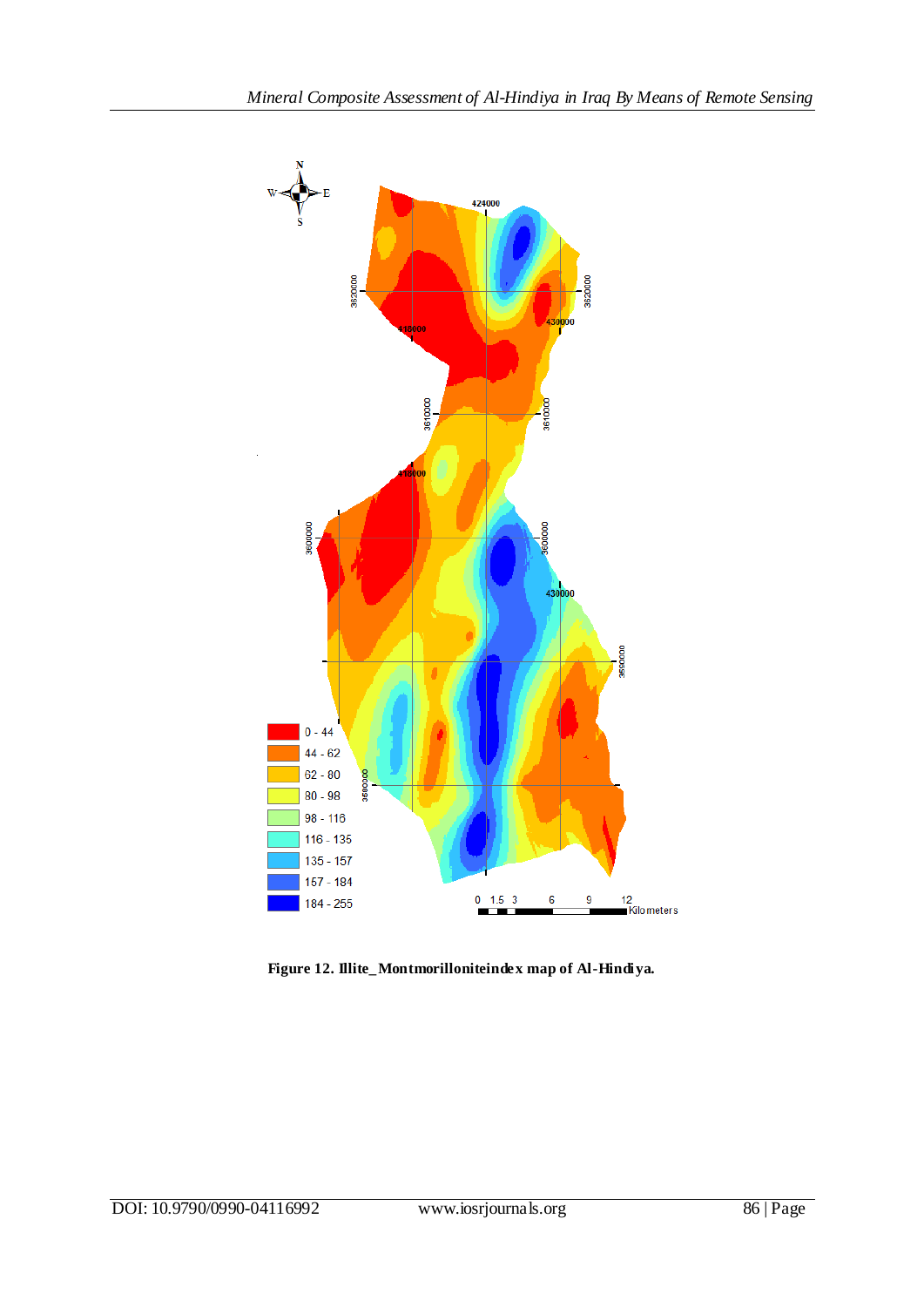**Figure 12. Illite_Montmorilloniteindex map of Al-Hindiya.**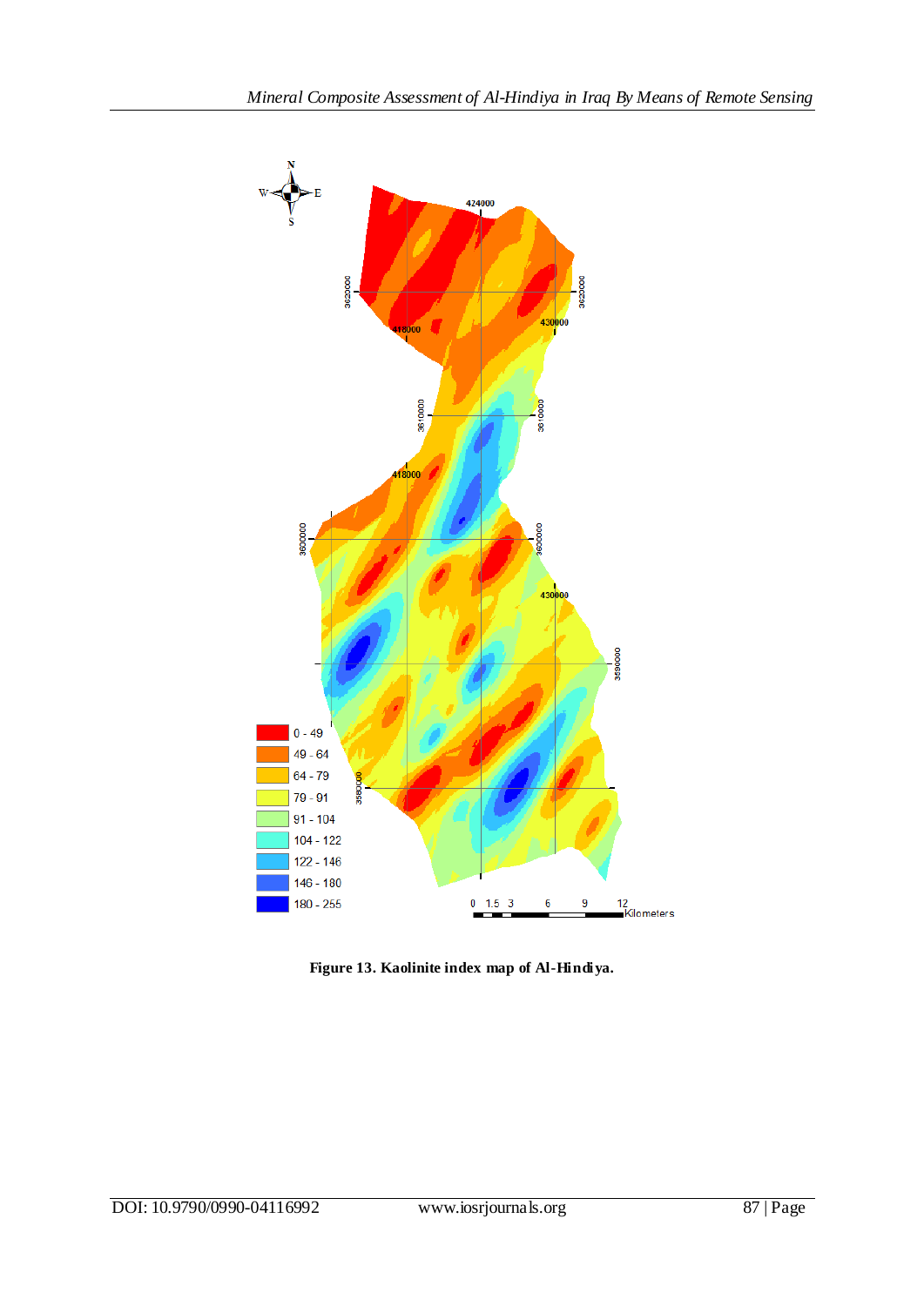**Figure 13. Kaolinite index map of Al-Hindiya.**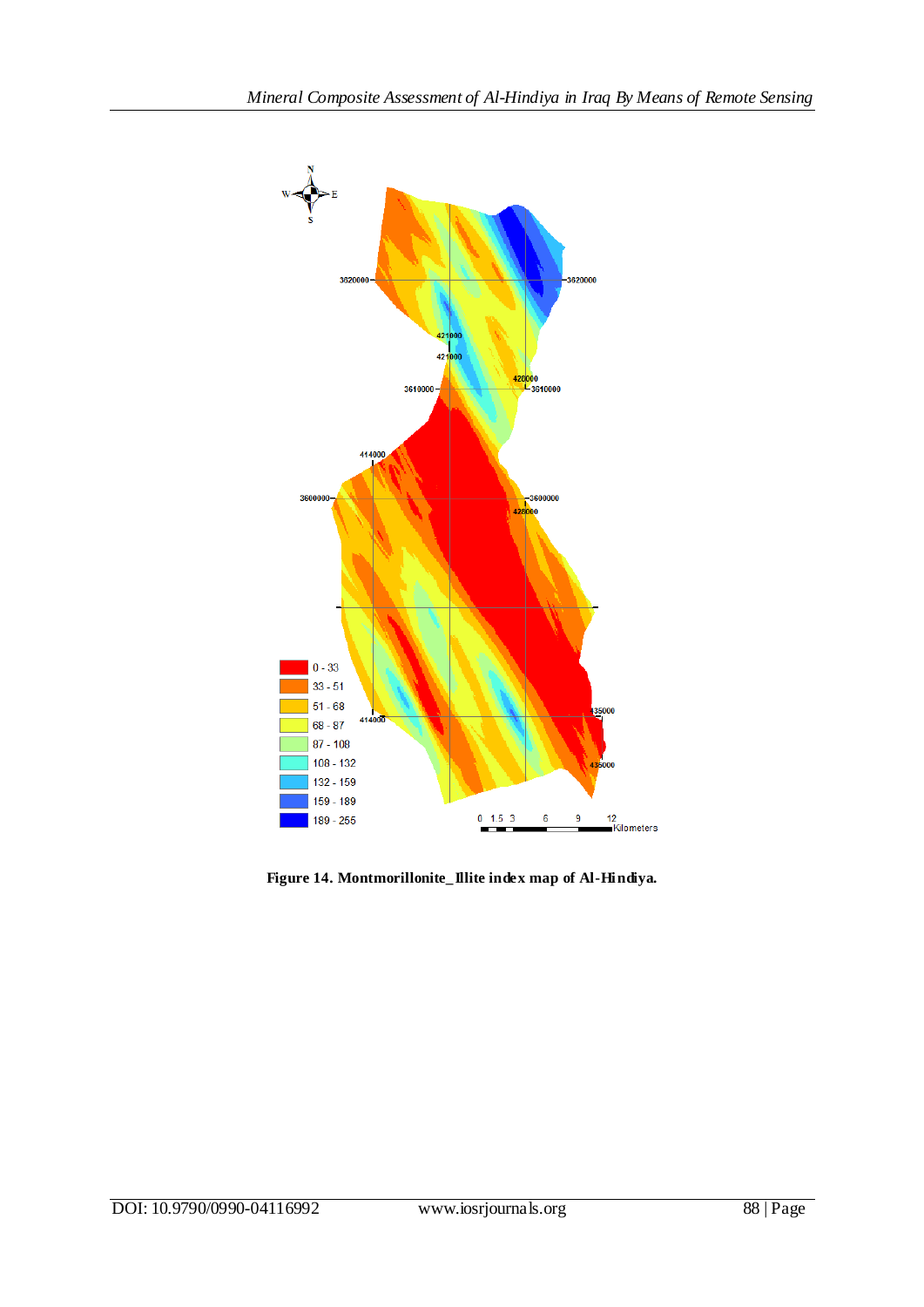**Figure 14. Montmorillonite_Illite index map of Al-Hindiya.**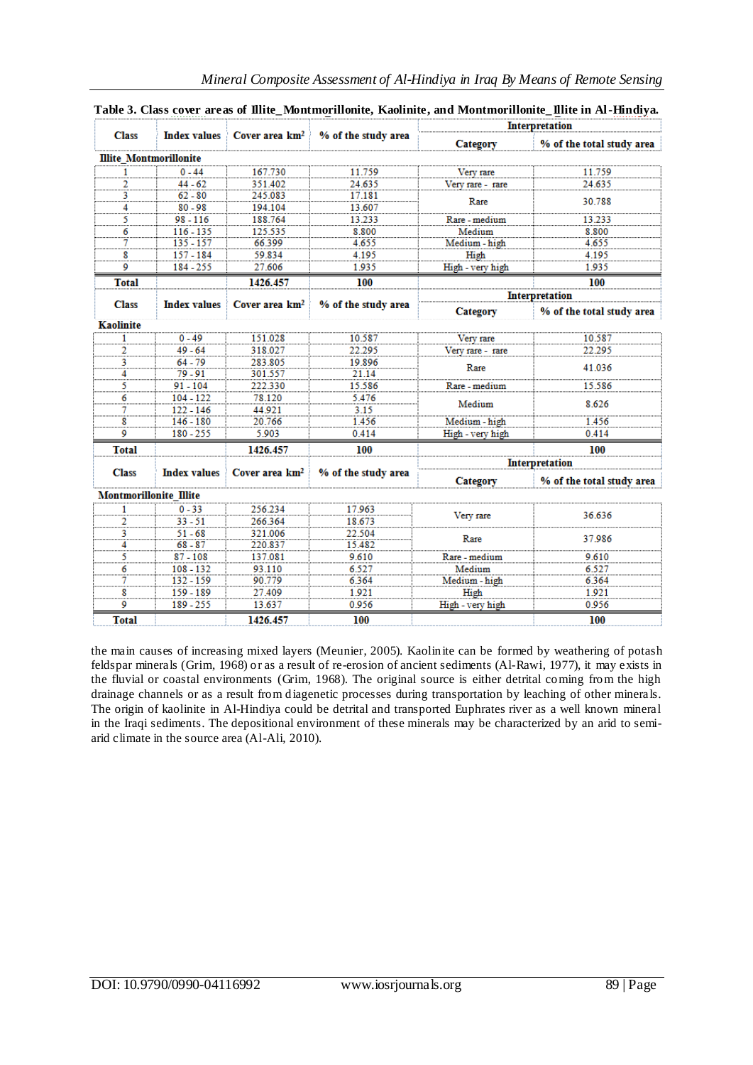**Table 3. Class cover areas of Illite_Montmorillonite, Kaolinite, and Montmorillonite_Illite in Al-Hindiya.**

| Class | Index values | Cover area km² | % of the study area | Interpretation | |
|---|---|---|---|---|---|
| | | | | Category | % of the total study area |
| **Illite_Montmorillonite** | | | | | |
| 1 | 0 - 44 | 167.730 | 11.759 | Very rare | 11.759 |
| 2 | 44 - 62 | 351.402 | 24.635 | Very rare - rare | 24.635 |
| 3 | 62 - 80 | 245.083 | 17.181 | Rare | 30.788 |
| 4 | 80 - 98 | 194.104 | 13.607 | | |
| 5 | 98 - 116 | 188.764 | 13.233 | Rare - medium | 13.233 |
| 6 | 116 - 135 | 125.535 | 8.800 | Medium | 8.800 |
| 7 | 135 - 157 | 66.399 | 4.655 | Medium - high | 4.655 |
| 8 | 157 - 184 | 59.834 | 4.195 | High | 4.195 |
| 9 | 184 - 255 | 27.606 | 1.935 | High - very high | 1.935 |
| **Total** | | **1426.457** | **100** | | **100** |
| **Class** | **Index values** | **Cover area km²** | **% of the study area** | **Interpretation** | |
| | | | | **Category** | **% of the total study area** |
| **Kaolinite** | | | | | |
| 1 | 0 - 49 | 151.028 | 10.587 | Very rare | 10.587 |
| 2 | 49 - 64 | 318.027 | 22.295 | Very rare - rare | 22.295 |
| 3 | 64 - 79 | 283.805 | 19.896 | Rare | 41.036 |
| 4 | 79 - 91 | 301.557 | 21.14 | | |
| 5 | 91 - 104 | 222.330 | 15.586 | Rare - medium | 15.586 |
| 6 | 104 - 122 | 78.120 | 5.476 | Medium | 8.626 |
| 7 | 122 - 146 | 44.921 | 3.15 | | |
| 8 | 146 - 180 | 20.766 | 1.456 | Medium - high | 1.456 |
| 9 | 180 - 255 | 5.903 | 0.414 | High - very high | 0.414 |
| **Total** | | **1426.457** | **100** | | **100** |
| **Class** | **Index values** | **Cover area km²** | **% of the study area** | **Interpretation** | |
| | | | | **Category** | **% of the total study area** |
| **Montmorillonite_Illite** | | | | | |
| 1 | 0 - 33 | 256.234 | 17.963 | Very rare | 36.636 |
| 2 | 33 - 51 | 266.364 | 18.673 | | |
| 3 | 51 - 68 | 321.006 | 22.504 | Rare | 37.986 |
| 4 | 68 - 87 | 220.837 | 15.482 | | |
| 5 | 87 - 108 | 137.081 | 9.610 | Rare - medium | 9.610 |
| 6 | 108 - 132 | 93.110 | 6.527 | Medium | 6.527 |
| 7 | 132 - 159 | 90.779 | 6.364 | Medium - high | 6.364 |
| 8 | 159 - 189 | 27.409 | 1.921 | High | 1.921 |
| 9 | 189 - 255 | 13.637 | 0.956 | High - very high | 0.956 |
| **Total** | | **1426.457** | **100** | | **100** |

the main causes of increasing mixed layers (Meunier, 2005). Kaolinite can be formed by weathering of potash feldspar minerals (Grim, 1968) or as a result of re-erosion of ancient sediments (Al-Rawi, 1977), it may exists in the fluvial or coastal environments (Grim, 1968). The original source is either detrital coming from the high drainage channels or as a result from diagenetic processes during transportation by leaching of other minerals. The origin of kaolinite in Al-Hindiya could be detrital and transported Euphrates river as a well known mineral in the Iraqi sediments. The depositional environment of these minerals may be characterized by an arid to semi-arid climate in the source area (Al-Ali, 2010).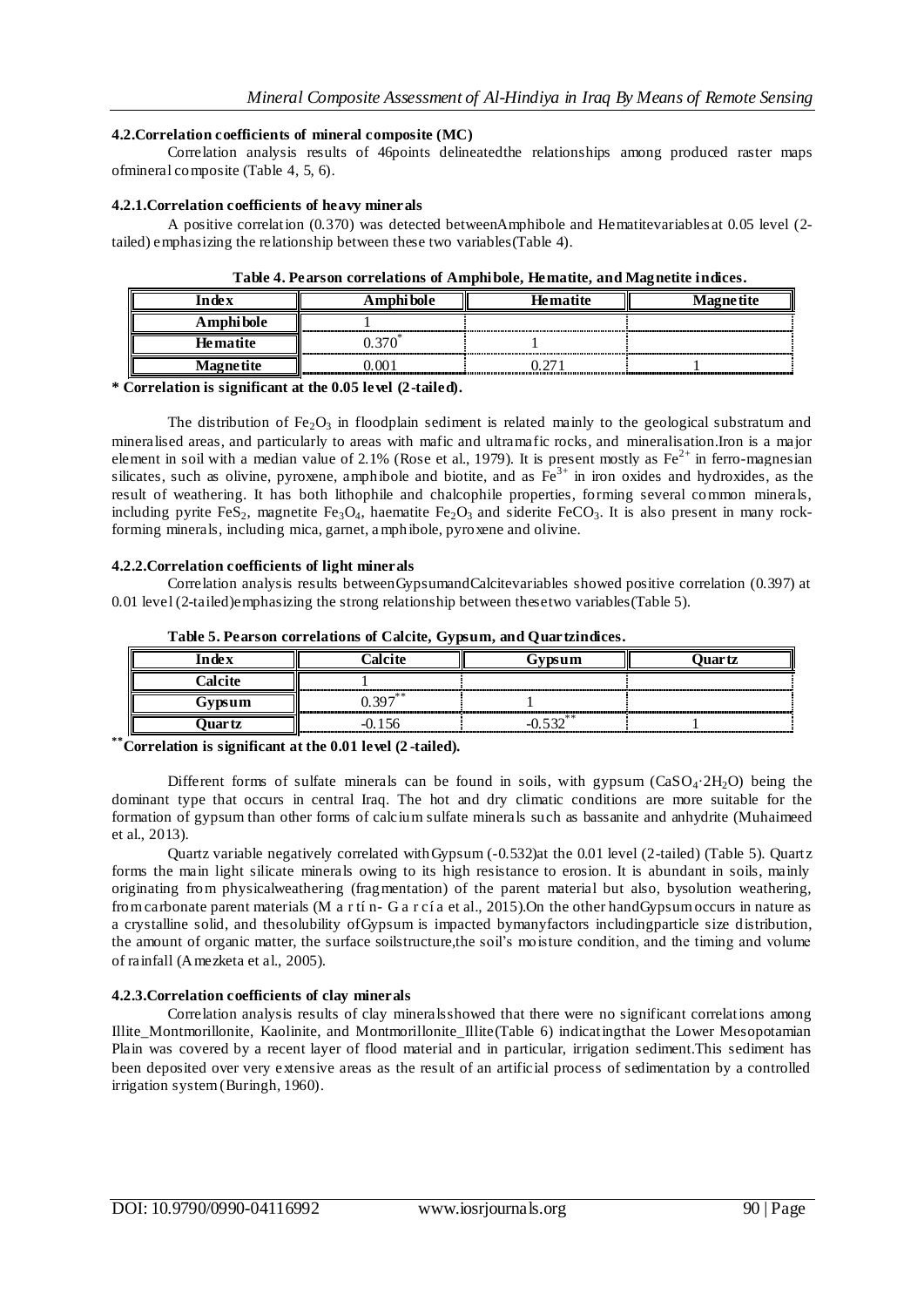### 4.2.Correlation coefficients of mineral composite (MC)

Correlation analysis results of 46points delineatedthe relationships among produced raster maps ofmineral composite (Table 4, 5, 6).

#### 4.2.1.Correlation coefficients of heavy minerals

A positive correlation (0.370) was detected betweenAmphibole and Hematitevariables at 0.05 level (2-tailed) emphasizing the relationship between these two variables(Table 4).

**Table 4. Pearson correlations of Amphibole, Hematite, and Magnetite indices.**

| Index | Amphibole | Hematite | Magnetite |
|---|---|---|---|
| Amphibole | 1 | | |
| Hematite | 0.370* | 1 | |
| Magnetite | 0.001 | 0.271 | 1 |

**\* Correlation is significant at the 0.05 level (2-tailed).**

The distribution of $Fe_2O_3$ in floodplain sediment is related mainly to the geological substratum and mineralised areas, and particularly to areas with mafic and ultramafic rocks, and mineralisation.Iron is a major element in soil with a median value of 2.1% (Rose et al., 1979). It is present mostly as $Fe^{2+}$ in ferro-magnesian silicates, such as olivine, pyroxene, amphibole and biotite, and as $Fe^{3+}$ in iron oxides and hydroxides, as the result of weathering. It has both lithophile and chalcophile properties, forming several common minerals, including pyrite $FeS_2$, magnetite $Fe_3O_4$, haematite $Fe_2O_3$ and siderite $FeCO_3$. It is also present in many rock-forming minerals, including mica, garnet, amphibole, pyroxene and olivine.

#### 4.2.2.Correlation coefficients of light minerals

Correlation analysis results betweenGypsumandCalcitevariables showed positive correlation (0.397) at 0.01 level (2-tailed)emphasizing the strong relationship between thesetwo variables(Table 5).

**Table 5. Pearson correlations of Calcite, Gypsum, and Quartzindices.**

| Index | Calcite | Gypsum | Quartz |
|---|---|---|---|
| Calcite | 1 | | |
| Gypsum | 0.397** | 1 | |
| Quartz | -0.156 | -0.532** | 1 |

**\*\* Correlation is significant at the 0.01 level (2-tailed).**

Different forms of sulfate minerals can be found in soils, with gypsum ($CaSO_4 \cdot 2H_2O$) being the dominant type that occurs in central Iraq. The hot and dry climatic conditions are more suitable for the formation of gypsum than other forms of calcium sulfate minerals such as bassanite and anhydrite (Muhaimeed et al., 2013).

Quartz variable negatively correlated withGypsum (-0.532)at the 0.01 level (2-tailed) (Table 5). Quartz forms the main light silicate minerals owing to its high resistance to erosion. It is abundant in soils, mainly originating from physicalweathering (fragmentation) of the parent material but also, bysolution weathering, from carbonate parent materials (M a r tí n- G a r cí a et al., 2015).On the other handGypsum occurs in nature as a crystalline solid, and thesolubility ofGypsum is impacted bymanyfactors includingparticle size distribution, the amount of organic matter, the surface soilstructure,the soil's moisture condition, and the timing and volume of rainfall (Amezketa et al., 2005).

#### 4.2.3.Correlation coefficients of clay minerals

Correlation analysis results of clay mineralsshowed that there were no significant correlations among Illite_Montmorillonite, Kaolinite, and Montmorillonite_Illite(Table 6) indicatingthat the Lower Mesopotamian Plain was covered by a recent layer of flood material and in particular, irrigation sediment.This sediment has been deposited over very extensive areas as the result of an artificial process of sedimentation by a controlled irrigation system (Buringh, 1960).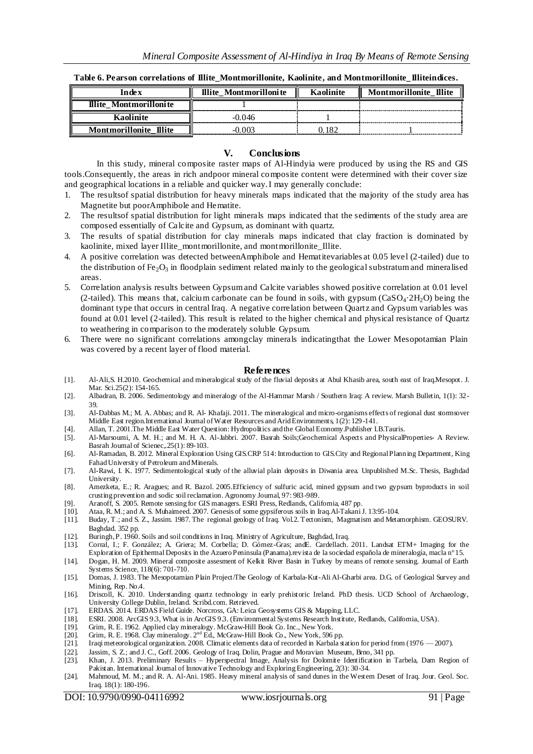**Table 6. Pearson correlations of Illite_Montmorillonite, Kaolinite, and Montmorillonite_Illiteindices.**

| Index | Illite_Montmorillonite | Kaolinite | Montmorillonite_Illite |
|---|---|---|---|
| Illite_Montmorillonite | 1 | | |
| Kaolinite | -0.046 | 1 | |
| Montmorillonite_Illite | -0.003 | 0.182 | 1 |

## V. Conclusions

In this study, mineral composite raster maps of Al-Hindyia were produced by using the RS and GIS tools.Consequently, the areas in rich andpoor mineral composite content were determined with their cover size and geographical locations in a reliable and quicker way.I may generally conclude:

1. The resultsof spatial distribution for heavy minerals maps indicated that the majority of the study area has Magnetite but poorAmphibole and Hematite.
2. The resultsof spatial distribution for light minerals maps indicated that the sediments of the study area are composed essentially of Calcite and Gypsum, as dominant with quartz.
3. The results of spatial distribution for clay minerals maps indicated that clay fraction is dominated by kaolinite, mixed layer Illite_montmorillonite, and montmorillonite_Illite.
4. A positive correlation was detected betweenAmphibole and Hematitevariables at 0.05 level (2-tailed) due to the distribution of $Fe_2O_3$ in floodplain sediment related mainly to the geological substratum and mineralised areas.
5. Correlation analysis results between Gypsum and Calcite variables showed positive correlation at 0.01 level (2-tailed). This means that, calcium carbonate can be found in soils, with gypsum ($CaSO_4{\cdot}2H_2O$) being the dominant type that occurs in central Iraq. A negative correlation between Quartz and Gypsum variables was found at 0.01 level (2-tailed). This result is related to the higher chemical and physical resistance of Quartz to weathering in comparison to the moderately soluble Gypsum.
6. There were no significant correlations amongclay minerals indicatingthat the Lower Mesopotamian Plain was covered by a recent layer of flood material.

## References

[1]. Al-Ali,S. H.2010. Geochemical and mineralogical study of the fluvial deposits at Abul Khasib area, south east of Iraq.Mesopot. J. Mar. Sci.25(2): 154-165.

[2]. Albadran, B. 2006. Sedimentology and mineralogy of the Al-Hammar Marsh / Southern Iraq: A review. Marsh Bulletin, 1(1): 32-39.

[3]. Al-Dabbas M.; M. A. Abbas; and R. Al- Khafaji. 2011. The mineralogical and micro-organisms effects of regional dust stormsover Middle East region.International Journal of Water Resources and Arid Environments, 1(2): 129-141.

[4]. Allan, T. 2001.The Middle East Water Question: Hydropolitics and the Global Economy.Publisher I.B.Tauris.

[5]. Al-Marsoumi, A. M. H.; and M. H. A. Al-Jabbri. 2007. Basrah Soils;Geochemical Aspects and PhysicalProperties- A Review. Basrah Journal of Scienec,.25(1): 89-103.

[6]. Al-Ramadan, B. 2012. Mineral Exploration Using GIS.CRP 514: Introduction to GIS.City and Regional Planning Department, King Fahad University of Petroleum and Minerals.

[7]. Al-Rawi, I. K. 1977. Sedimentological study of the alluvial plain deposits in Diwania area. Unpublished M.Sc. Thesis, Baghdad University.

[8]. Amezketa, E.; R. Aragues; and R. Bazol. 2005.Efficiency of sulfuric acid, mined gypsum and two gypsum byproducts in soil crusting prevention and sodic soil reclamation. Agronomy Journal, 97: 983-989.

[9]. Aranoff, S. 2005. Remote sensing for GIS managers. ESRI Press, Redlands, California, 487 pp.

[10]. Ataa, R. M.; and A. S. Muhaimeed. 2007. Genesis of some gypsiferous soils in Iraq.Al-Takani J. 13:95-104.

[11]. Buday, T.; and S. Z., Jassim. 1987. The regional geology of Iraq. Vol.2. Tectonism, Magmatism and Metamorphism. GEOSURV. Baghdad. 352 pp.

[12]. Buringh, P. 1960. Soils and soil conditions in Iraq. Ministry of Agriculture, Baghdad, Iraq.

[13]. Corral, I.; F. González; A. Griera; M. Corbella; D. Gómez-Gras; andE. Cardellach. 2011. Landsat ETM+ Imaging for the Exploration of Epithermal Deposits in the Azuero Peninsula (Panama).revista de la sociedad española de mineralogía, macla nº 15.

[14]. Dogan, H. M. 2009. Mineral composite assesment of Kelkit River Basin in Turkey by means of remote sensing. Journal of Earth Systems Science, 118(6): 701-710.

[15]. Domas, J. 1983. The Mesopotamian Plain Project/The Geology of Karbala-Kut-Ali Al-Gharbi area. D.G. of Geological Survey and Mining, Rep. No.4.

[16]. Driscoll, K. 2010. Understanding quartz technology in early prehistoric Ireland. PhD thesis. UCD School of Archaeology, University College Dublin, Ireland. Scribd.com. Retrieved.

[17]. ERDAS. 2014. ERDAS Field Guide. Norcross, GA: Leica Geosystems GIS & Mapping, LLC.

[18]. ESRI. 2008. ArcGIS 9.3, What is in ArcGIS 9.3. (Environmental Systems Research Institute, Redlands, California, USA).

[19]. Grim, R. E. 1962. Applied clay mineralogy. McGraw-Hill Book Co. Inc., New York.

[20]. Grim, R. E. 1968. Clay mineralogy. 2nd Ed., McGraw-Hill Book Co., New York, 596 pp.

[21]. Iraqi meteorological organization. 2008. Climatic elements data of recorded in Karbala station for period from (1976 — 2007).

[22]. Jassim, S. Z.; and J. C., Goff. 2006. Geology of Iraq. Dolin, Prague and Moravian Museum, Brno, 341 pp.

[23]. Khan, J. 2013. Preliminary Results – Hyperspectral Image, Analysis for Dolomite Identification in Tarbela, Dam Region of Pakistan. International Journal of Innovative Technology and Exploring Engineering, 2(3): 30-34.

[24]. Mahmoud, M. M.; and R. A. Al-Ani. 1985. Heavy mineral analysis of sand dunes in the Western Desert of Iraq. Jour. Geol. Soc. Iraq. 18(1): 180-196.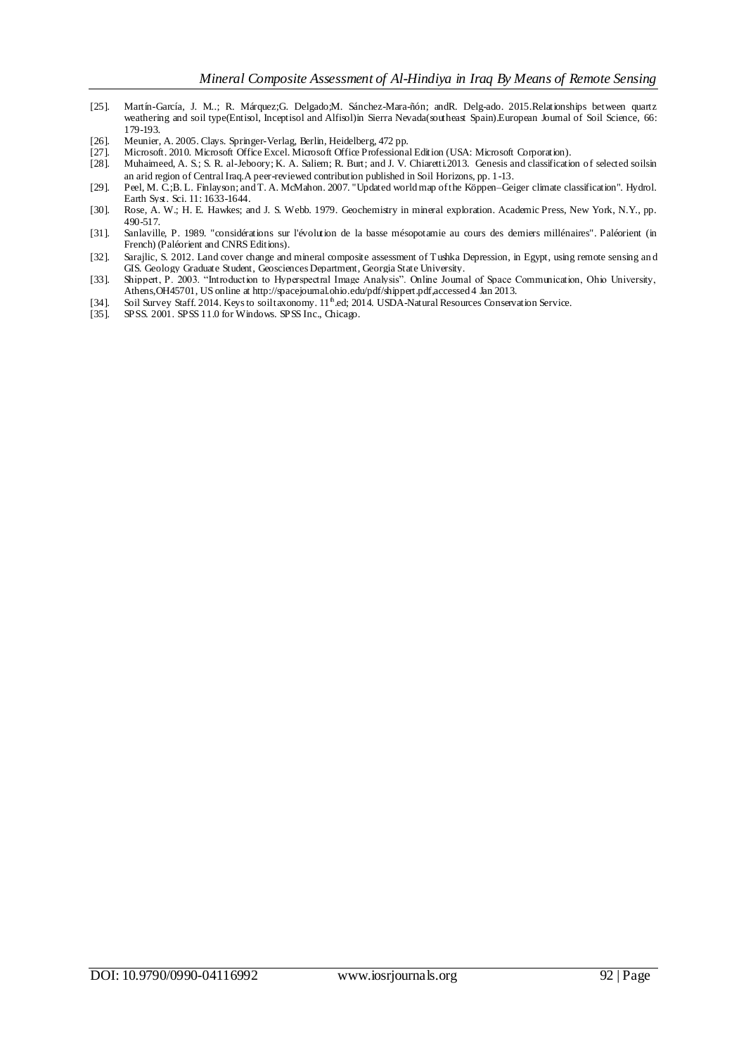[25]. Martín-García, J. M..; R. Márquez;G. Delgado;M. Sánchez-Mara-ñón; andR. Delg-ado. 2015.Relationships between quartz weathering and soil type(Entisol, Inceptisol and Alfisol)in Sierra Nevada(southeast Spain).European Journal of Soil Science, 66: 179-193.

[26]. Meunier, A. 2005. Clays. Springer-Verlag, Berlin, Heidelberg, 472 pp.

[27]. Microsoft. 2010. Microsoft Office Excel. Microsoft Office Professional Edition (USA: Microsoft Corporation).

[28]. Muhaimeed, A. S.; S. R. al-Jeboory; K. A. Saliem; R. Burt; and J. V. Chiaretti.2013. Genesis and classification of selected soilsin an arid region of Central Iraq.A peer-reviewed contribution published in Soil Horizons, pp. 1-13.

[29]. Peel, M. C.;B. L. Finlayson; and T. A. McMahon. 2007. "Updated world map of the Köppen–Geiger climate classification". Hydrol. Earth Syst. Sci. 11: 1633-1644.

[30]. Rose, A. W.; H. E. Hawkes; and J. S. Webb. 1979. Geochemistry in mineral exploration. Academic Press, New York, N.Y., pp. 490-517.

[31]. Sanlaville, P. 1989. "considérations sur l'évolution de la basse mésopotamie au cours des derniers millénaires". Paléorient (in French) (Paléorient and CNRS Editions).

[32]. Sarajlic, S. 2012. Land cover change and mineral composite assessment of Tushka Depression, in Egypt, using remote sensing and GIS. Geology Graduate Student, Geosciences Department, Georgia State University.

[33]. Shippert, P. 2003. "Introduction to Hyperspectral Image Analysis". Online Journal of Space Communication, Ohio University, Athens,OH45701, US online at http://spacejournal.ohio.edu/pdf/shippert.pdf,accessed 4 Jan 2013.

[34]. Soil Survey Staff. 2014. Keys to soil taxonomy. 11th.ed; 2014. USDA-Natural Resources Conservation Service.

[35]. SPSS. 2001. SPSS 11.0 for Windows. SPSS Inc., Chicago.